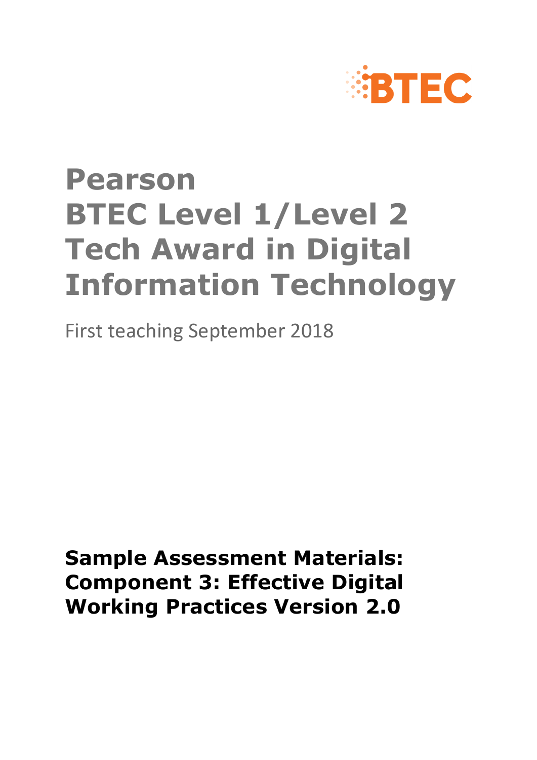BTEC

# Pearson BTEC Level 1/Level 2 Tech Award in Digital Information Technology

First teaching September 2018

**Sample Assessment Materials: Component 3: Effective Digital Working Practices Version 2.0**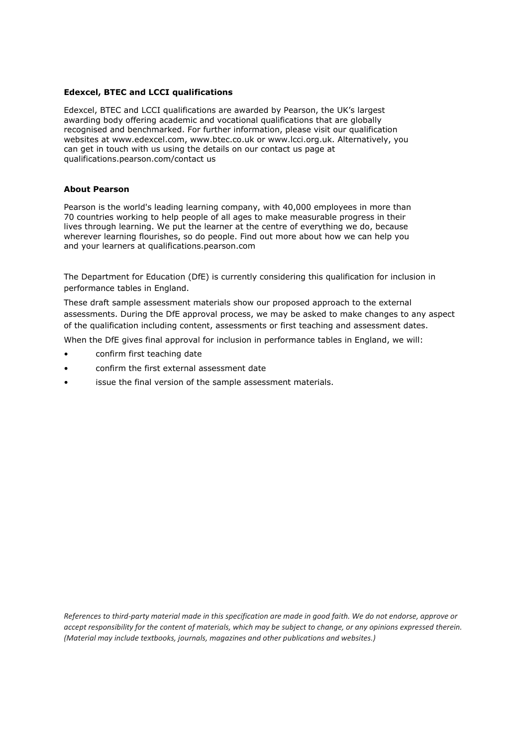**Edexcel, BTEC and LCCI qualifications**

Edexcel, BTEC and LCCI qualifications are awarded by Pearson, the UK's largest awarding body offering academic and vocational qualifications that are globally recognised and benchmarked. For further information, please visit our qualification websites at www.edexcel.com, www.btec.co.uk or www.lcci.org.uk. Alternatively, you can get in touch with us using the details on our contact us page at qualifications.pearson.com/contact us

**About Pearson**

Pearson is the world's leading learning company, with 40,000 employees in more than 70 countries working to help people of all ages to make measurable progress in their lives through learning. We put the learner at the centre of everything we do, because wherever learning flourishes, so do people. Find out more about how we can help you and your learners at qualifications.pearson.com

The Department for Education (DfE) is currently considering this qualification for inclusion in performance tables in England.

These draft sample assessment materials show our proposed approach to the external assessments. During the DfE approval process, we may be asked to make changes to any aspect of the qualification including content, assessments or first teaching and assessment dates.

When the DfE gives final approval for inclusion in performance tables in England, we will:

- confirm first teaching date
- confirm the first external assessment date
- issue the final version of the sample assessment materials.

*References to third-party material made in this specification are made in good faith. We do not endorse, approve or accept responsibility for the content of materials, which may be subject to change, or any opinions expressed therein. (Material may include textbooks, journals, magazines and other publications and websites.)*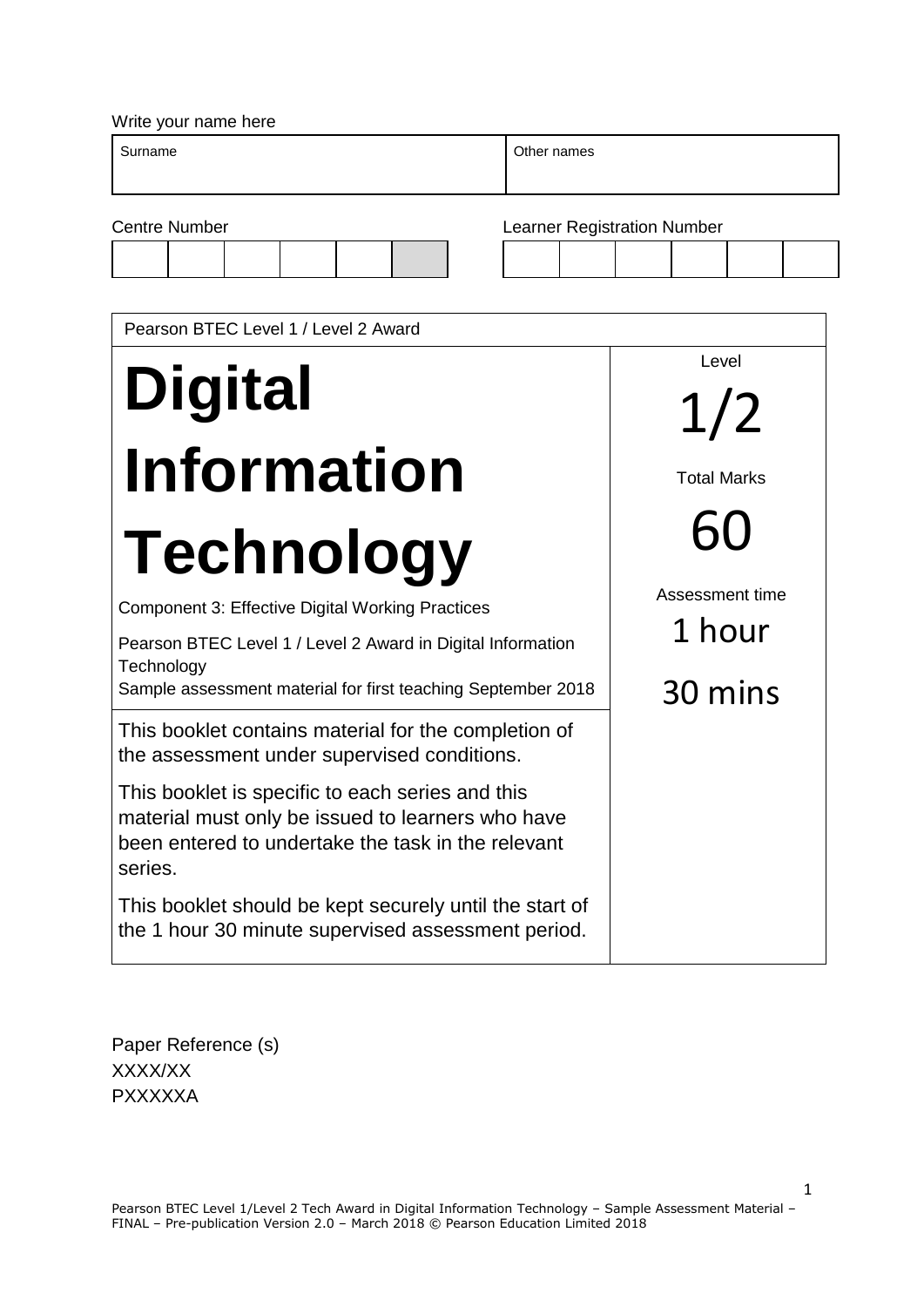Write your name here

| Surname | Other names |
|---|---|
| | |

Centre Number

| | | | | | |
|---|---|---|---|---|---|
| | | | | | |

Learner Registration Number

| | | | | | |
|---|---|---|---|---|---|
| | | | | | |

Pearson BTEC Level 1 / Level 2 Award

# Digital Information Technology

Component 3: Effective Digital Working Practices

Pearson BTEC Level 1 / Level 2 Award in Digital Information Technology

Sample assessment material for first teaching September 2018

Level

1/2

Total Marks

60

Assessment time

1 hour 30 mins

This booklet contains material for the completion of the assessment under supervised conditions.

This booklet is specific to each series and this material must only be issued to learners who have been entered to undertake the task in the relevant series.

This booklet should be kept securely until the start of the 1 hour 30 minute supervised assessment period.

Paper Reference (s)
XXXX/XX
PXXXXXA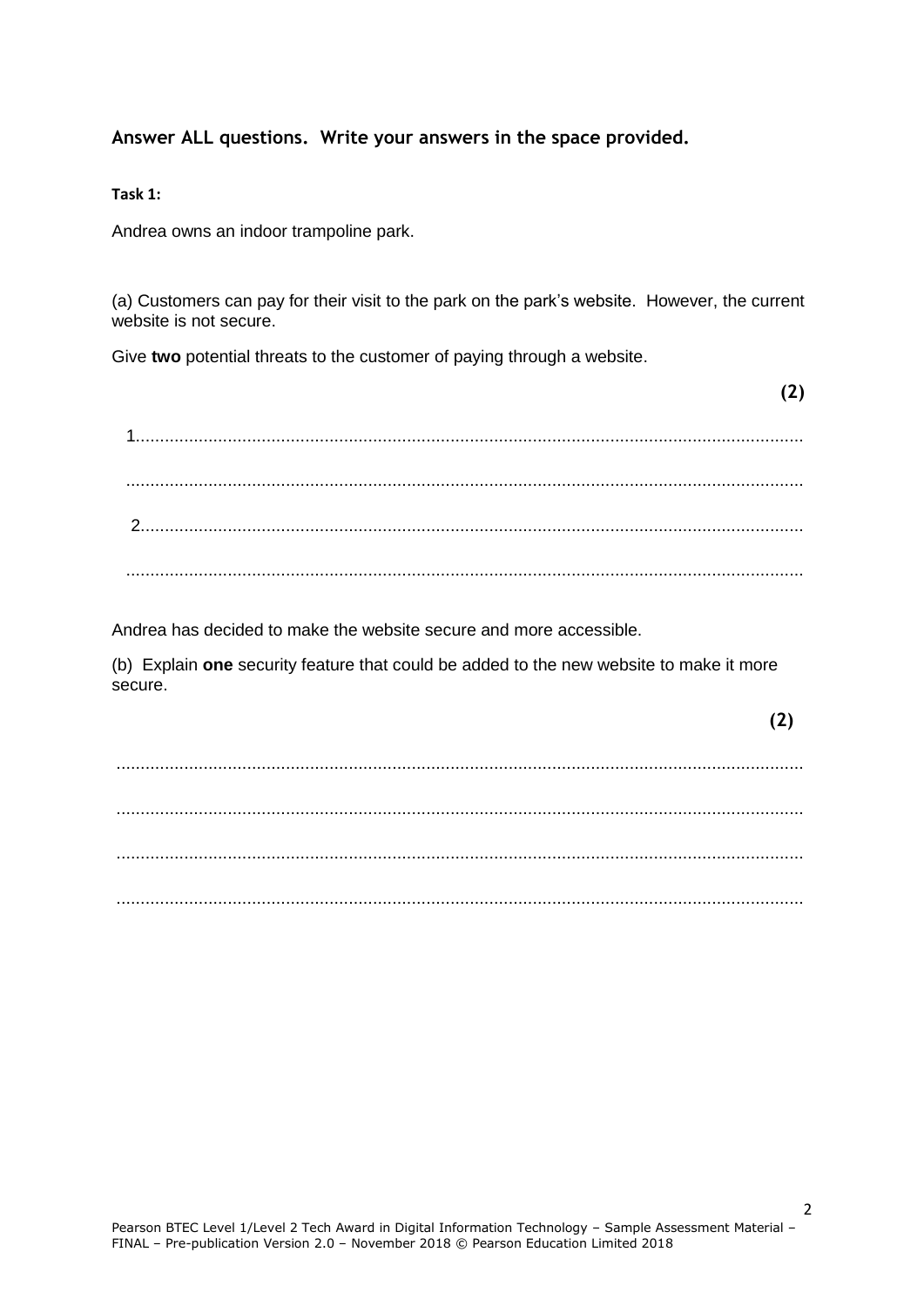**Answer ALL questions. Write your answers in the space provided.**

**Task 1:**

Andrea owns an indoor trampoline park.

(a) Customers can pay for their visit to the park on the park's website. However, the current website is not secure.

Give **two** potential threats to the customer of paying through a website.

**(2)**

1.........................................................................................................................................

.........................................................................................................................................

2.........................................................................................................................................

.........................................................................................................................................

Andrea has decided to make the website secure and more accessible.

(b) Explain **one** security feature that could be added to the new website to make it more secure.

**(2)**

.........................................................................................................................................

.........................................................................................................................................

.........................................................................................................................................

.........................................................................................................................................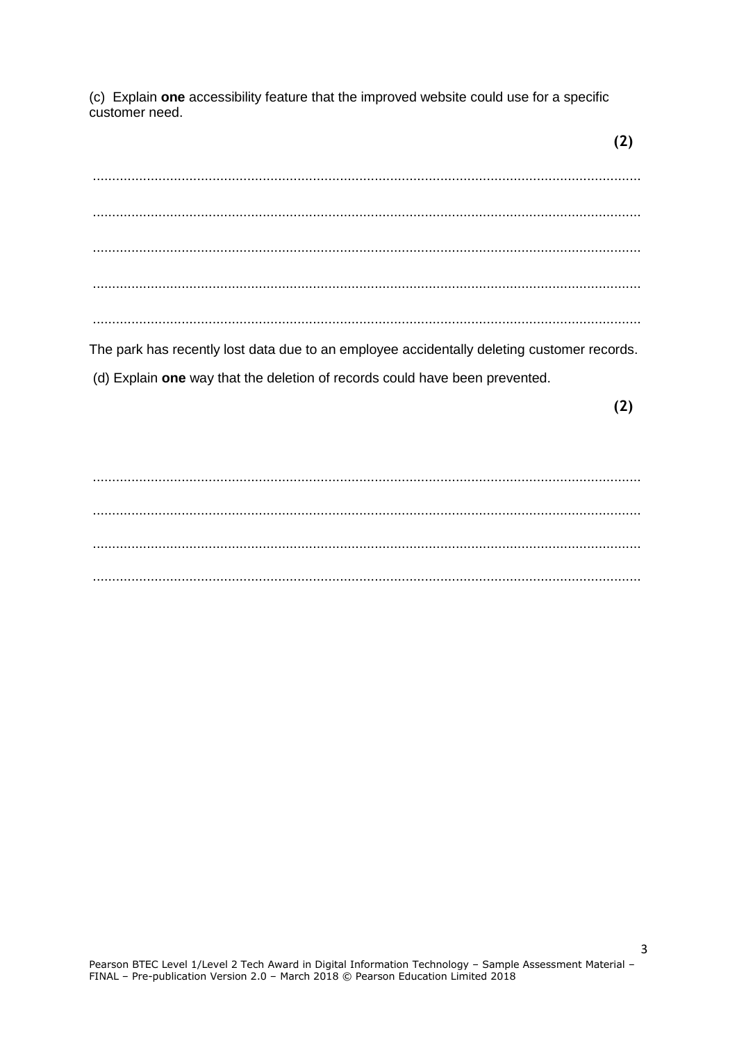(c) Explain **one** accessibility feature that the improved website could use for a specific customer need.

**(2)**

.............................................................................................................................................

.............................................................................................................................................

.............................................................................................................................................

.............................................................................................................................................

.............................................................................................................................................

The park has recently lost data due to an employee accidentally deleting customer records.

(d) Explain **one** way that the deletion of records could have been prevented.

**(2)**

.............................................................................................................................................

.............................................................................................................................................

.............................................................................................................................................

.............................................................................................................................................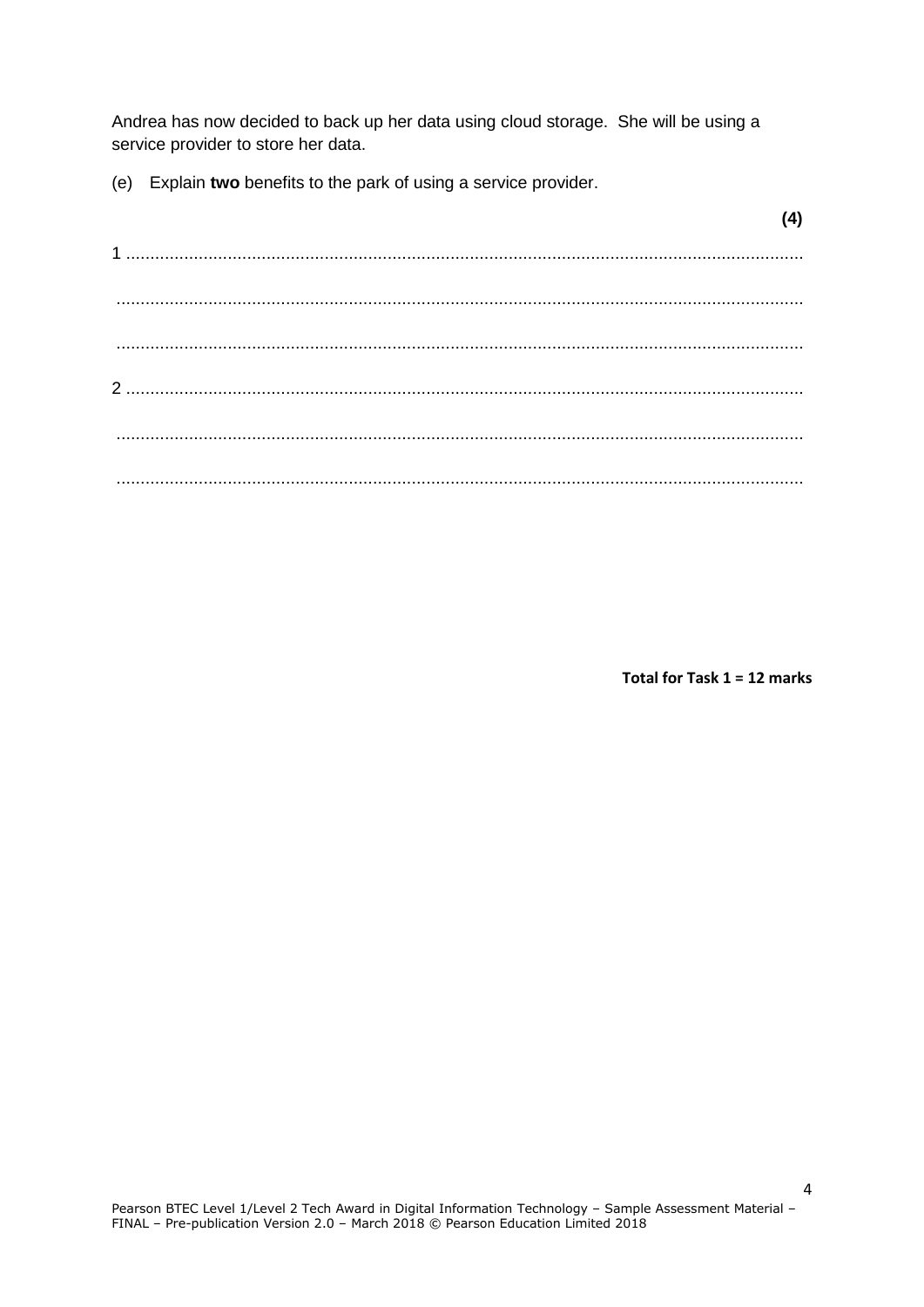Andrea has now decided to back up her data using cloud storage. She will be using a service provider to store her data.

(e) Explain **two** benefits to the park of using a service provider.

**(4)**

1 ..........................................................................................................................................

..........................................................................................................................................

..........................................................................................................................................

2 ..........................................................................................................................................

..........................................................................................................................................

..........................................................................................................................................

**Total for Task 1 = 12 marks**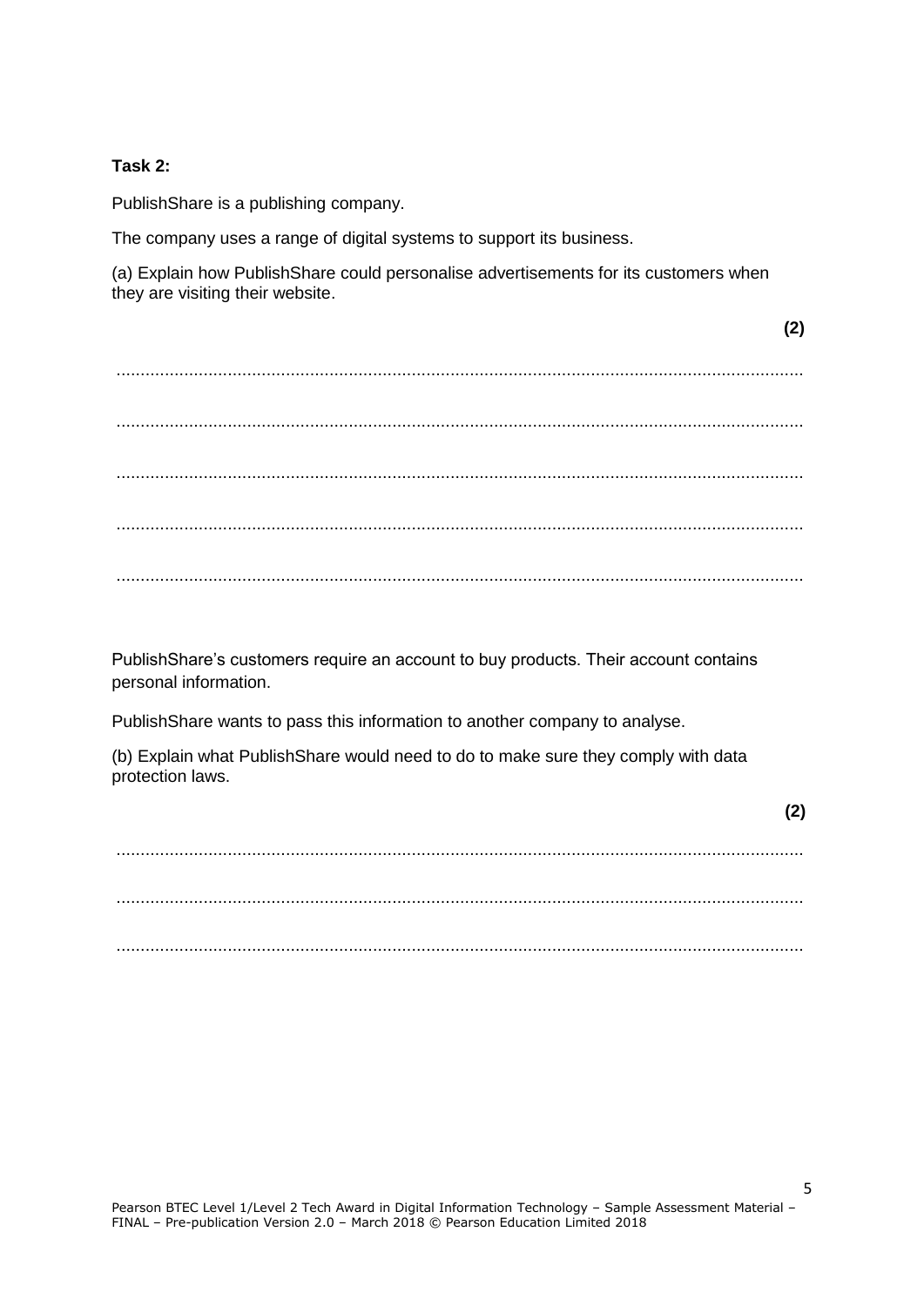**Task 2:**

PublishShare is a publishing company.

The company uses a range of digital systems to support its business.

(a) Explain how PublishShare could personalise advertisements for its customers when they are visiting their website.

**(2)**

.............................................................................................................................................

.............................................................................................................................................

.............................................................................................................................................

.............................................................................................................................................

.............................................................................................................................................

PublishShare's customers require an account to buy products. Their account contains personal information.

PublishShare wants to pass this information to another company to analyse.

(b) Explain what PublishShare would need to do to make sure they comply with data protection laws.

**(2)**

.............................................................................................................................................

.............................................................................................................................................

.............................................................................................................................................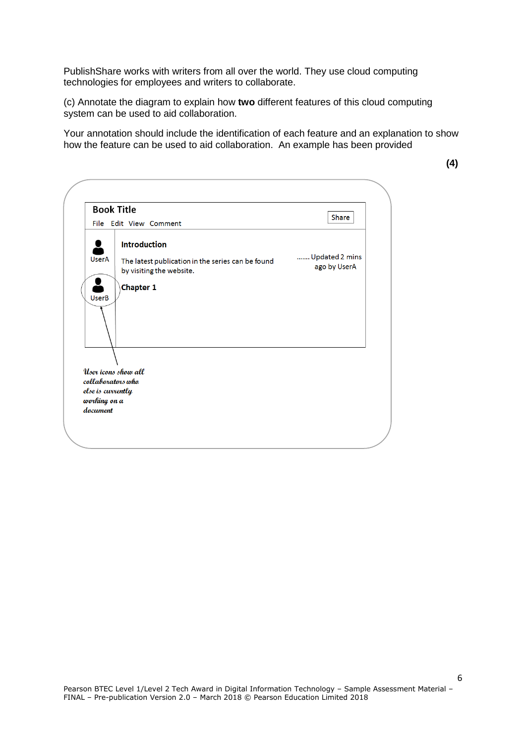PublishShare works with writers from all over the world. They use cloud computing technologies for employees and writers to collaborate.

(c) Annotate the diagram to explain how **two** different features of this cloud computing system can be used to aid collaboration.

Your annotation should include the identification of each feature and an explanation to show how the feature can be used to aid collaboration. An example has been provided

**(4)**

**Book Title**

File Edit View Comment

Share

UserA

**Introduction**

The latest publication in the series can be found by visiting the website.

....... Updated 2 mins ago by UserA

UserB

**Chapter 1**

*User icons show all collaborators who else is currently working on a document*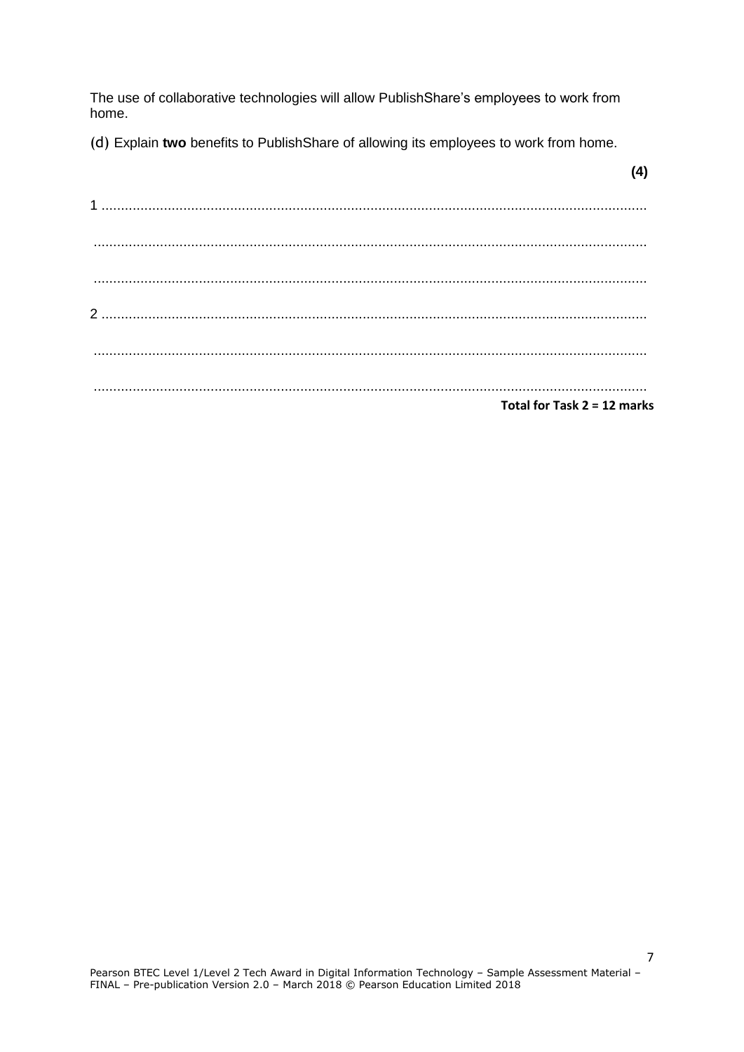The use of collaborative technologies will allow PublishShare's employees to work from home.

(d) Explain **two** benefits to PublishShare of allowing its employees to work from home.

**(4)**

1 ..............................................................................................................................................

..............................................................................................................................................

..............................................................................................................................................

2 ..............................................................................................................................................

..............................................................................................................................................

..............................................................................................................................................

**Total for Task 2 = 12 marks**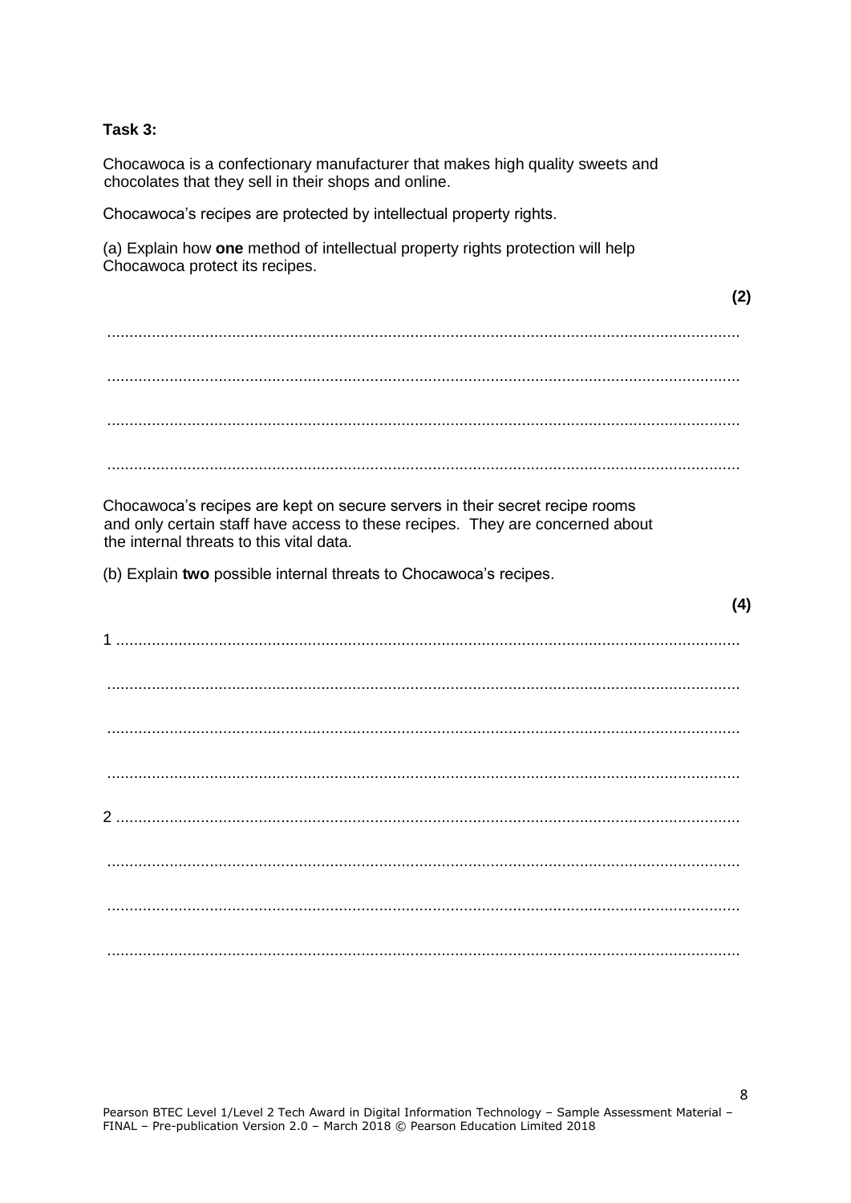**Task 3:**

Chocawoca is a confectionary manufacturer that makes high quality sweets and chocolates that they sell in their shops and online.

Chocawoca's recipes are protected by intellectual property rights.

(a) Explain how **one** method of intellectual property rights protection will help Chocawoca protect its recipes.

**(2)**

.............................................................................................................................................

.............................................................................................................................................

.............................................................................................................................................

.............................................................................................................................................

Chocawoca's recipes are kept on secure servers in their secret recipe rooms and only certain staff have access to these recipes. They are concerned about the internal threats to this vital data.

(b) Explain **two** possible internal threats to Chocawoca's recipes.

**(4)**

1 ..........................................................................................................................................

.............................................................................................................................................

.............................................................................................................................................

.............................................................................................................................................

2 ..........................................................................................................................................

.............................................................................................................................................

.............................................................................................................................................

.............................................................................................................................................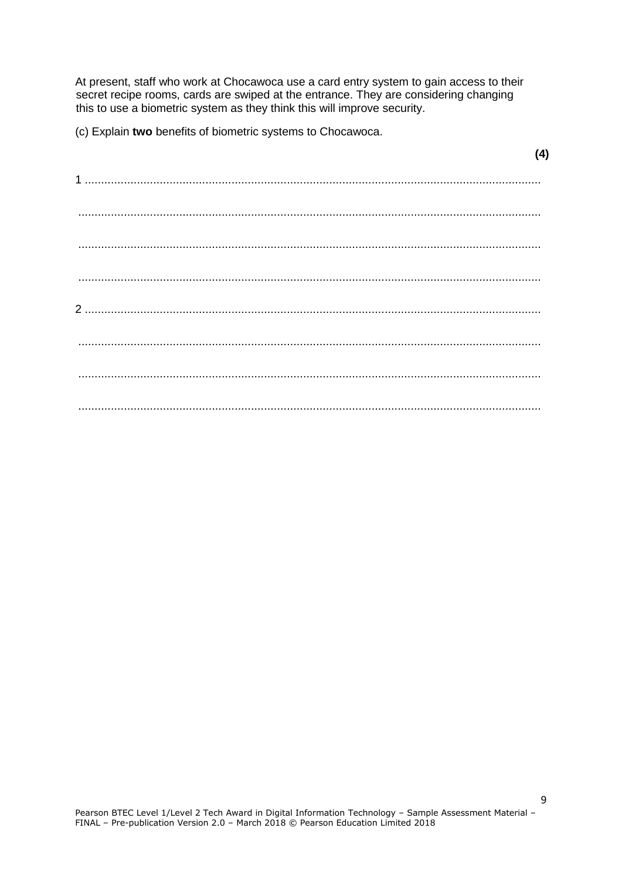At present, staff who work at Chocawoca use a card entry system to gain access to their secret recipe rooms, cards are swiped at the entrance. They are considering changing this to use a biometric system as they think this will improve security.

(c) Explain **two** benefits of biometric systems to Chocawoca.

**(4)**

1 ..........................................................................................................................................

..........................................................................................................................................

..........................................................................................................................................

..........................................................................................................................................

2 ..........................................................................................................................................

..........................................................................................................................................

..........................................................................................................................................

..........................................................................................................................................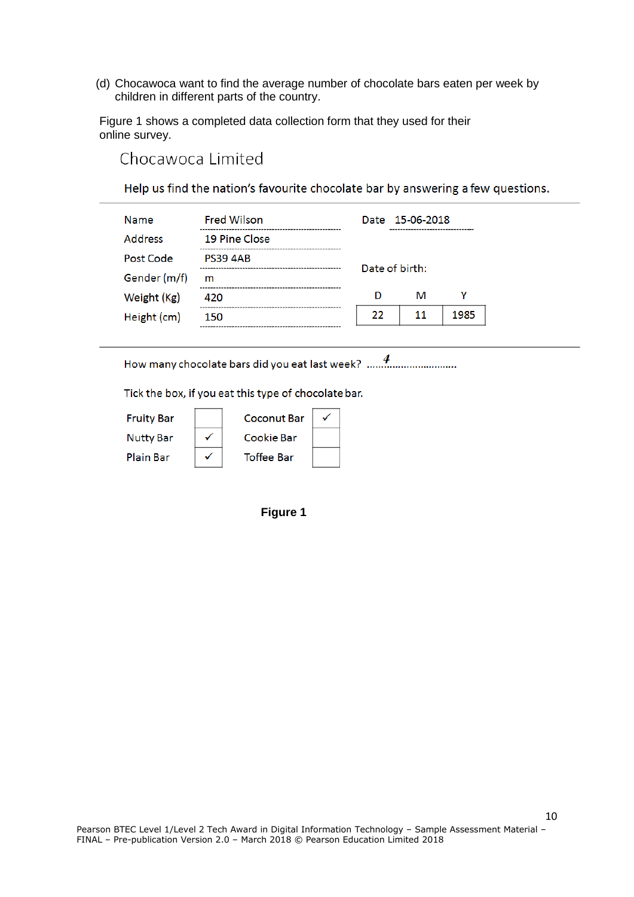(d) Chocawoca want to find the average number of chocolate bars eaten per week by children in different parts of the country.

Figure 1 shows a completed data collection form that they used for their online survey.

## Chocawoca Limited

Help us find the nation's favourite chocolate bar by answering a few questions.

| | | | |
|---|---|---|---|
| Name | Fred Wilson | Date | 15-06-2018 |
| Address | 19 Pine Close | | |
| Post Code | PS39 4AB | Date of birth: | |
| Gender (m/f) | m | | |
| Weight (Kg) | 420 | | |
| Height (cm) | 150 | | |

Date of birth:

| D | M | Y |
|---|---|---|
| 22 | 11 | 1985 |

How many chocolate bars did you eat last week? ......4..........................

Tick the box, if you eat this type of chocolate bar.

| | | | |
|---|---|---|---|
| Fruity Bar | | Coconut Bar | ✓ |
| Nutty Bar | ✓ | Cookie Bar | |
| Plain Bar | ✓ | Toffee Bar | |

**Figure 1**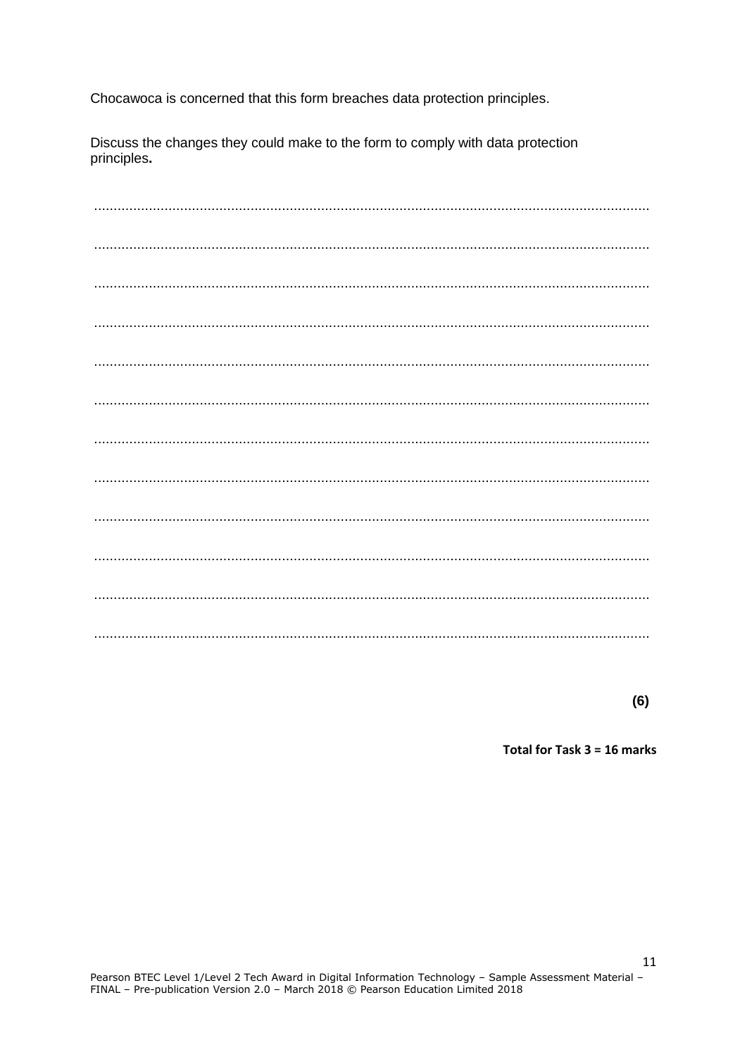Chocawoca is concerned that this form breaches data protection principles.

Discuss the changes they could make to the form to comply with data protection principles**.**

..............................................................................................................................................

..............................................................................................................................................

..............................................................................................................................................

..............................................................................................................................................

..............................................................................................................................................

..............................................................................................................................................

..............................................................................................................................................

..............................................................................................................................................

..............................................................................................................................................

..............................................................................................................................................

..............................................................................................................................................

..............................................................................................................................................

**(6)**

**Total for Task 3 = 16 marks**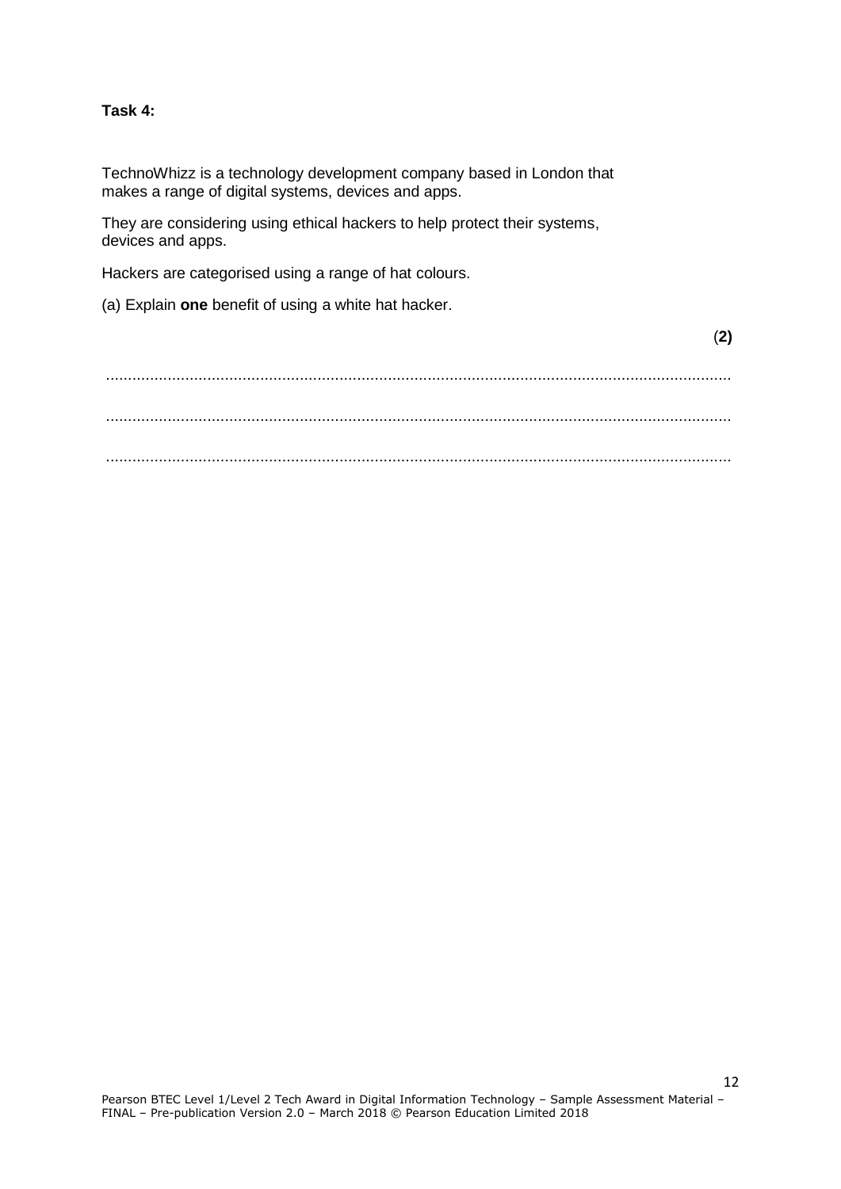**Task 4:**

TechnoWhizz is a technology development company based in London that makes a range of digital systems, devices and apps.

They are considering using ethical hackers to help protect their systems, devices and apps.

Hackers are categorised using a range of hat colours.

(a) Explain **one** benefit of using a white hat hacker.

(**2)**

..............................................................................................................................................

..............................................................................................................................................

..............................................................................................................................................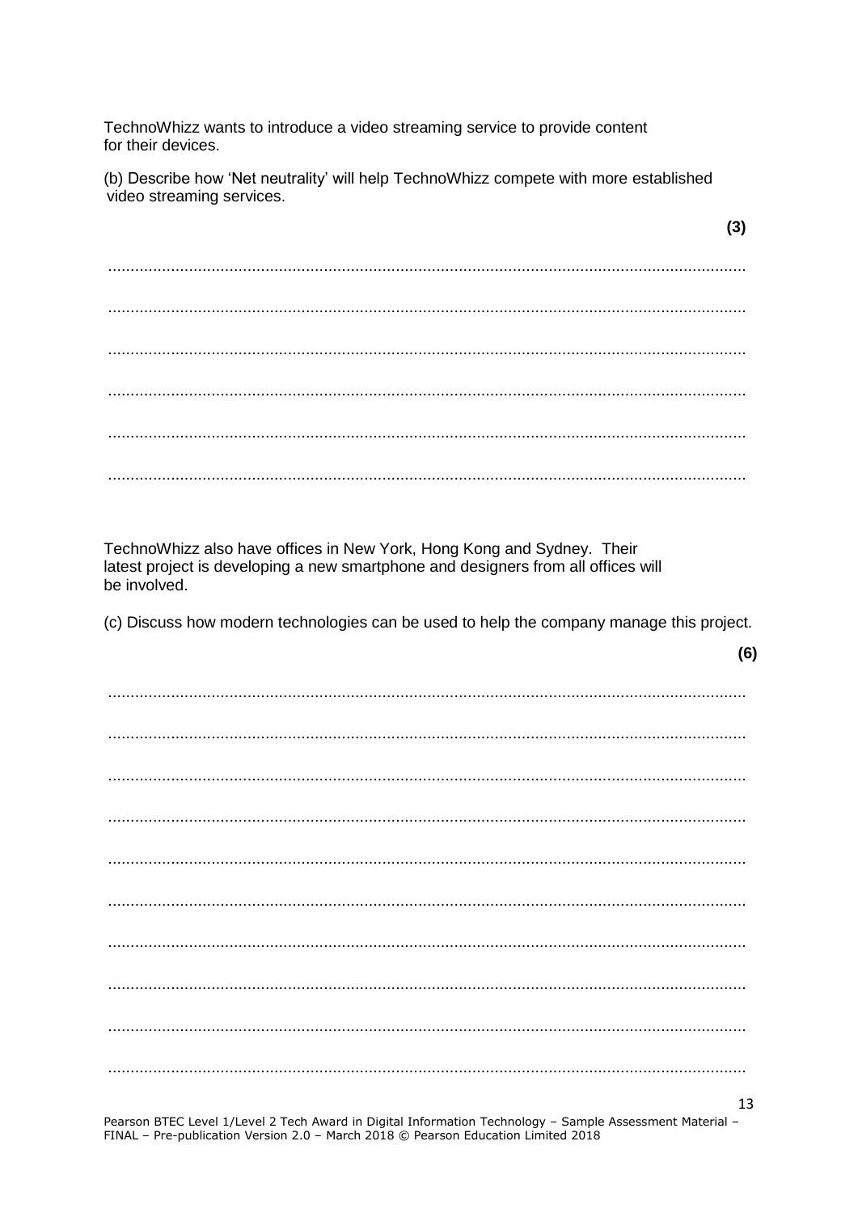TechnoWhizz wants to introduce a video streaming service to provide content for their devices.

(b) Describe how 'Net neutrality' will help TechnoWhizz compete with more established video streaming services.

**(3)**

..............................................................................................................................................

..............................................................................................................................................

..............................................................................................................................................

..............................................................................................................................................

..............................................................................................................................................

..............................................................................................................................................

TechnoWhizz also have offices in New York, Hong Kong and Sydney. Their latest project is developing a new smartphone and designers from all offices will be involved.

(c) Discuss how modern technologies can be used to help the company manage this project.

**(6)**

..............................................................................................................................................

..............................................................................................................................................

..............................................................................................................................................

..............................................................................................................................................

..............................................................................................................................................

..............................................................................................................................................

..............................................................................................................................................

..............................................................................................................................................

..............................................................................................................................................

..............................................................................................................................................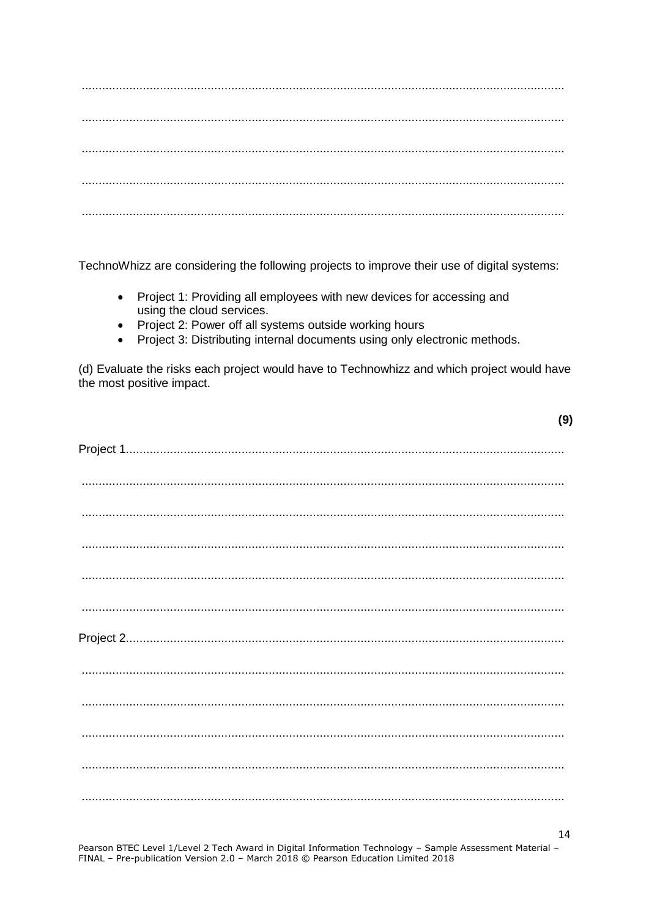TechnoWhizz are considering the following projects to improve their use of digital systems:

- Project 1: Providing all employees with new devices for accessing and using the cloud services.
- Project 2: Power off all systems outside working hours
- Project 3: Distributing internal documents using only electronic methods.

(d) Evaluate the risks each project would have to Technowhizz and which project would have the most positive impact.

**(9)**

Project 1

Project 2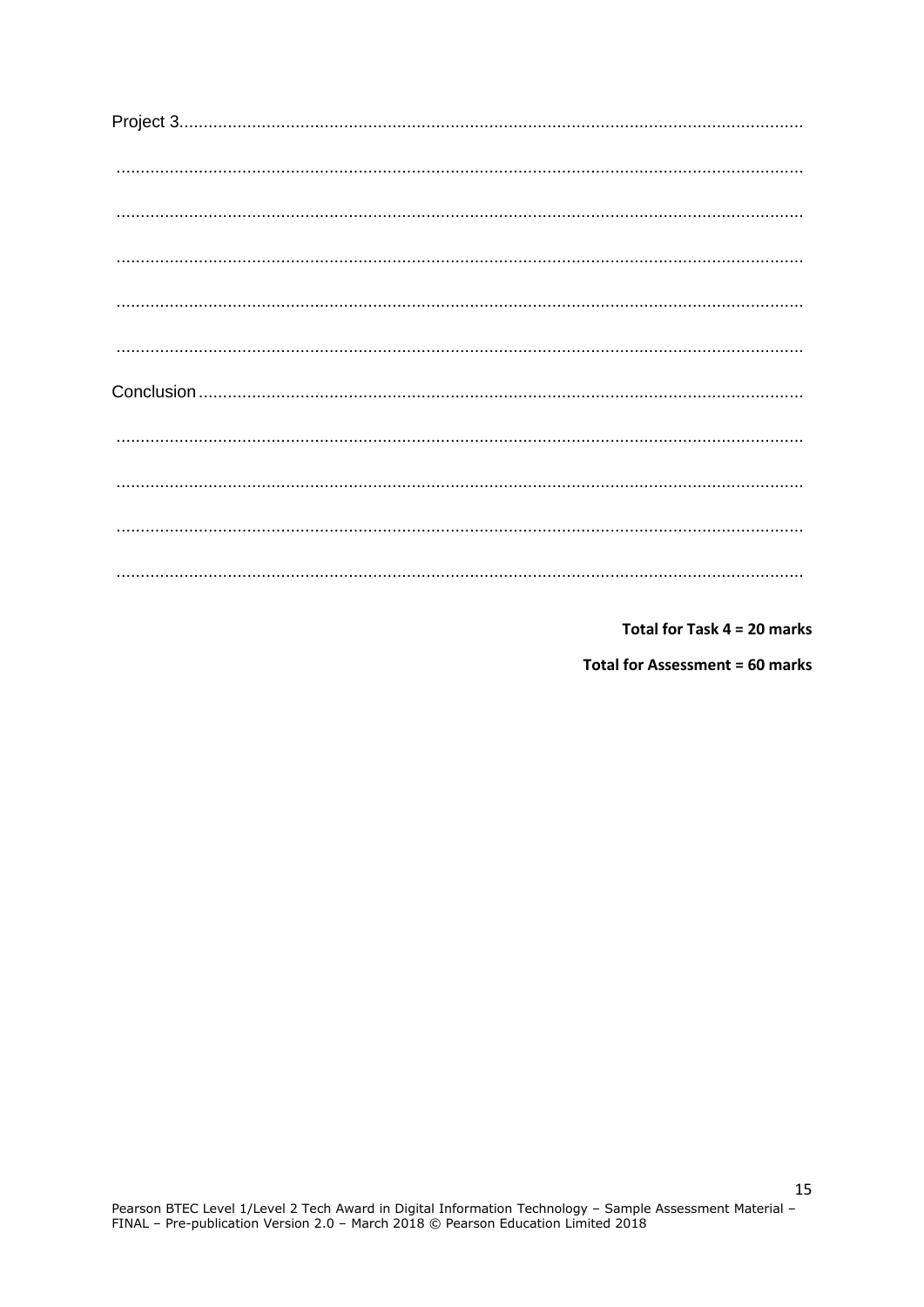Project 3..................................................................................................................................

..................................................................................................................................................

..................................................................................................................................................

..................................................................................................................................................

..................................................................................................................................................

..................................................................................................................................................

Conclusion.............................................................................................................................

..................................................................................................................................................

..................................................................................................................................................

..................................................................................................................................................

..................................................................................................................................................

**Total for Task 4 = 20 marks**

**Total for Assessment = 60 marks**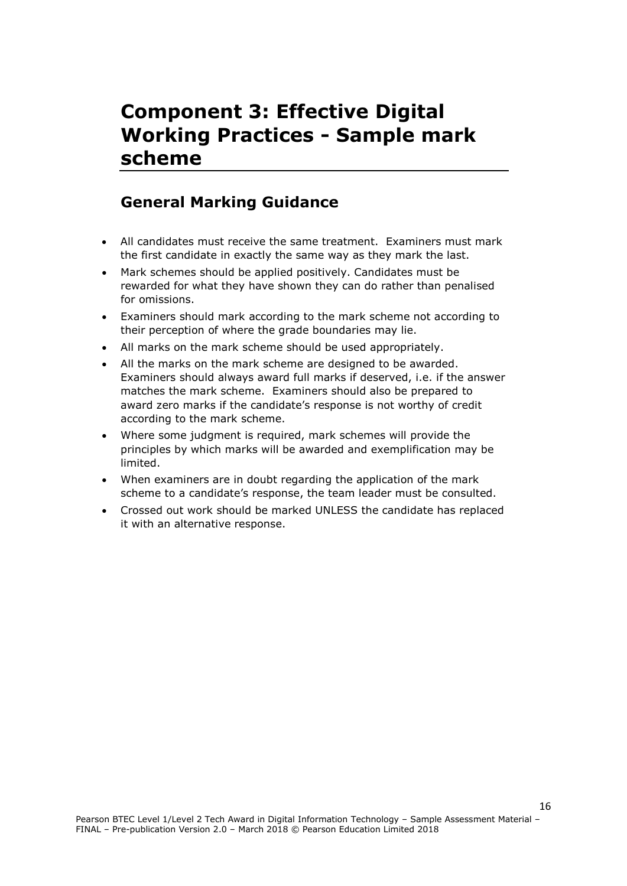# Component 3: Effective Digital Working Practices - Sample mark scheme

## General Marking Guidance

- All candidates must receive the same treatment. Examiners must mark the first candidate in exactly the same way as they mark the last.
- Mark schemes should be applied positively. Candidates must be rewarded for what they have shown they can do rather than penalised for omissions.
- Examiners should mark according to the mark scheme not according to their perception of where the grade boundaries may lie.
- All marks on the mark scheme should be used appropriately.
- All the marks on the mark scheme are designed to be awarded. Examiners should always award full marks if deserved, i.e. if the answer matches the mark scheme. Examiners should also be prepared to award zero marks if the candidate's response is not worthy of credit according to the mark scheme.
- Where some judgment is required, mark schemes will provide the principles by which marks will be awarded and exemplification may be limited.
- When examiners are in doubt regarding the application of the mark scheme to a candidate's response, the team leader must be consulted.
- Crossed out work should be marked UNLESS the candidate has replaced it with an alternative response.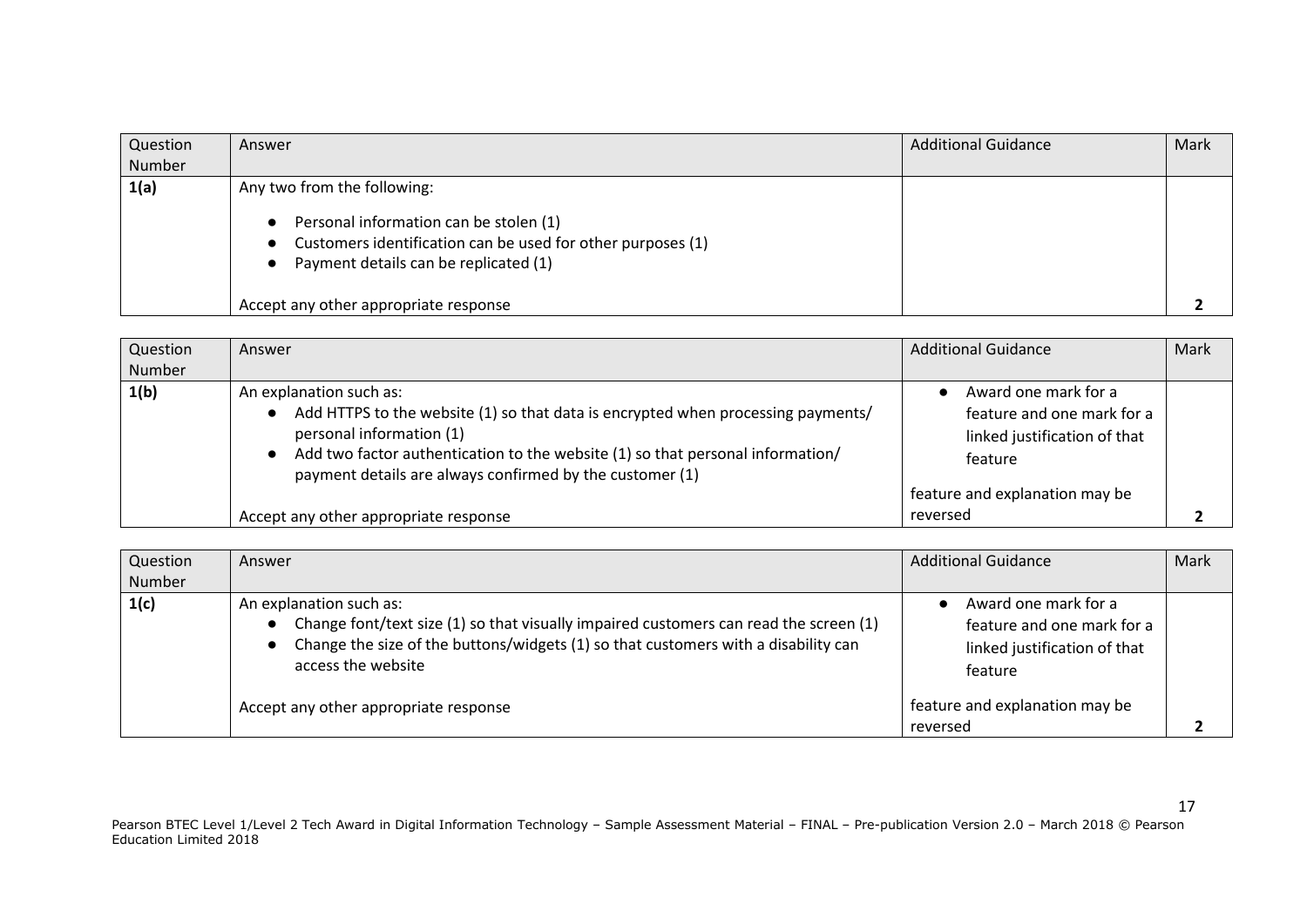| Question Number | Answer | Additional Guidance | Mark |
|---|---|---|---|
| **1(a)** | Any two from the following:<br>● Personal information can be stolen (1)<br>● Customers identification can be used for other purposes (1)<br>● Payment details can be replicated (1)<br><br>Accept any other appropriate response | | **2** |

| Question Number | Answer | Additional Guidance | Mark |
|---|---|---|---|
| **1(b)** | An explanation such as:<br>● Add HTTPS to the website (1) so that data is encrypted when processing payments/ personal information (1)<br>● Add two factor authentication to the website (1) so that personal information/ payment details are always confirmed by the customer (1)<br><br>Accept any other appropriate response | ● Award one mark for a feature and one mark for a linked justification of that feature<br><br>feature and explanation may be reversed | **2** |

| Question Number | Answer | Additional Guidance | Mark |
|---|---|---|---|
| **1(c)** | An explanation such as:<br>● Change font/text size (1) so that visually impaired customers can read the screen (1)<br>● Change the size of the buttons/widgets (1) so that customers with a disability can access the website<br><br>Accept any other appropriate response | ● Award one mark for a feature and one mark for a linked justification of that feature<br><br>feature and explanation may be reversed | **2** |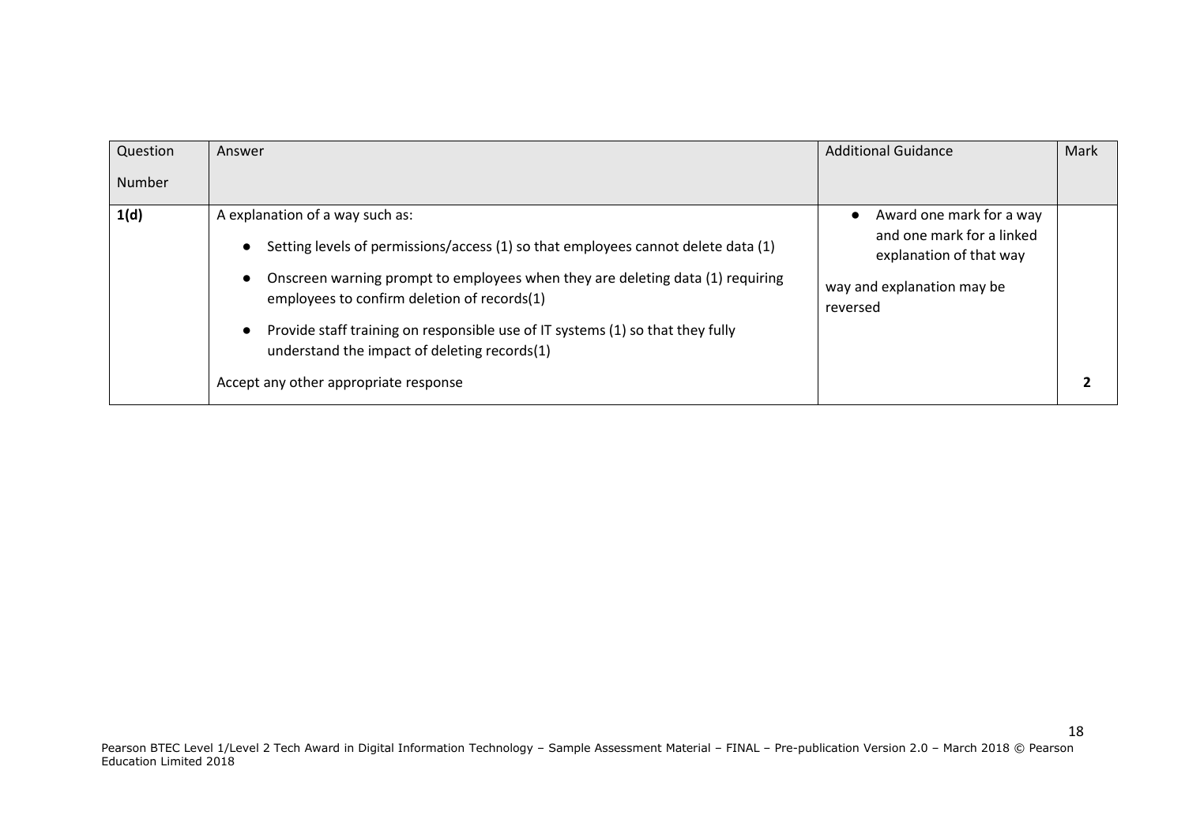| Question Number | Answer | Additional Guidance | Mark |
|---|---|---|---|
| **1(d)** | A explanation of a way such as:<br>● Setting levels of permissions/access (1) so that employees cannot delete data (1)<br>● Onscreen warning prompt to employees when they are deleting data (1) requiring employees to confirm deletion of records(1)<br>● Provide staff training on responsible use of IT systems (1) so that they fully understand the impact of deleting records(1)<br>Accept any other appropriate response | ● Award one mark for a way and one mark for a linked explanation of that way<br>way and explanation may be reversed | **2** |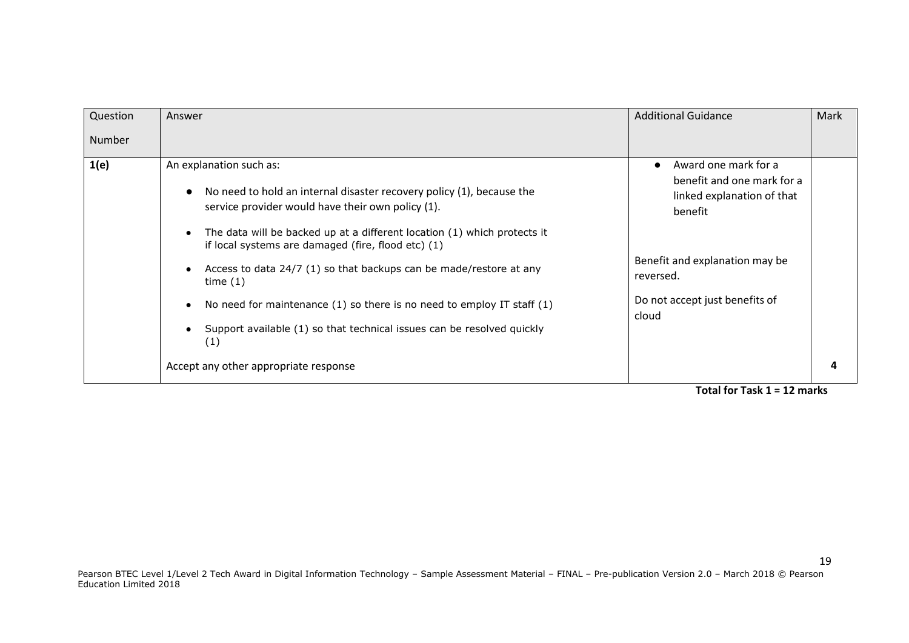| Question Number | Answer | Additional Guidance | Mark |
|---|---|---|---|
| **1(e)** | An explanation such as:<br>• No need to hold an internal disaster recovery policy (1), because the service provider would have their own policy (1).<br>• The data will be backed up at a different location (1) which protects it if local systems are damaged (fire, flood etc) (1)<br>• Access to data 24/7 (1) so that backups can be made/restore at any time (1)<br>• No need for maintenance (1) so there is no need to employ IT staff (1)<br>• Support available (1) so that technical issues can be resolved quickly (1)<br><br>Accept any other appropriate response | • Award one mark for a benefit and one mark for a linked explanation of that benefit<br><br>Benefit and explanation may be reversed.<br><br>Do not accept just benefits of cloud | **4** |

**Total for Task 1 = 12 marks**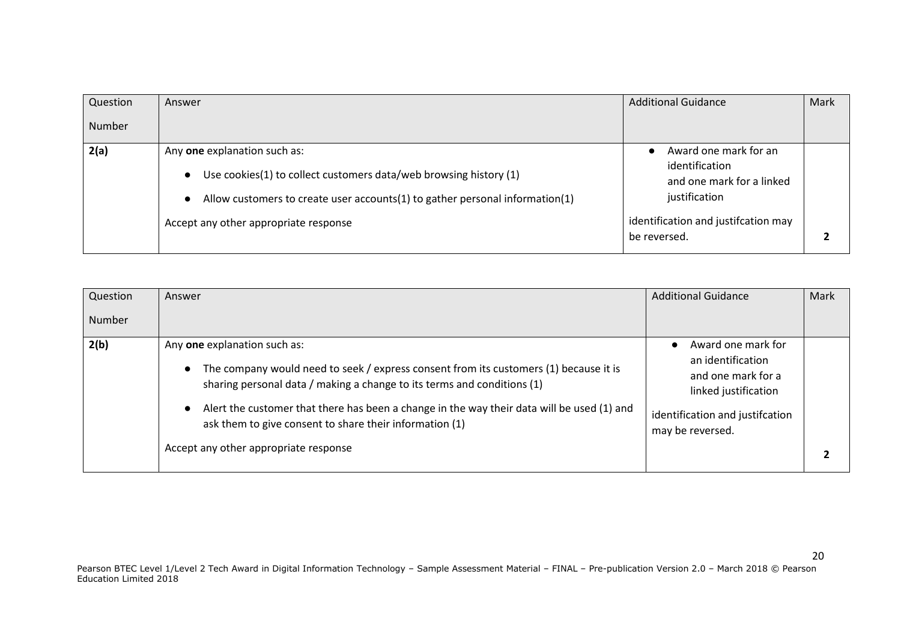| Question Number | Answer | Additional Guidance | Mark |
|---|---|---|---|
| **2(a)** | Any **one** explanation such as:<br>● Use cookies(1) to collect customers data/web browsing history (1)<br>● Allow customers to create user accounts(1) to gather personal information(1)<br>Accept any other appropriate response | ● Award one mark for an identification and one mark for a linked justification<br>identification and justifcation may be reversed. | **2** |

| Question Number | Answer | Additional Guidance | Mark |
|---|---|---|---|
| **2(b)** | Any **one** explanation such as:<br>● The company would need to seek / express consent from its customers (1) because it is sharing personal data / making a change to its terms and conditions (1)<br>● Alert the customer that there has been a change in the way their data will be used (1) and ask them to give consent to share their information (1)<br>Accept any other appropriate response | ● Award one mark for an identification and one mark for a linked justification<br>identification and justifcation may be reversed. | **2** |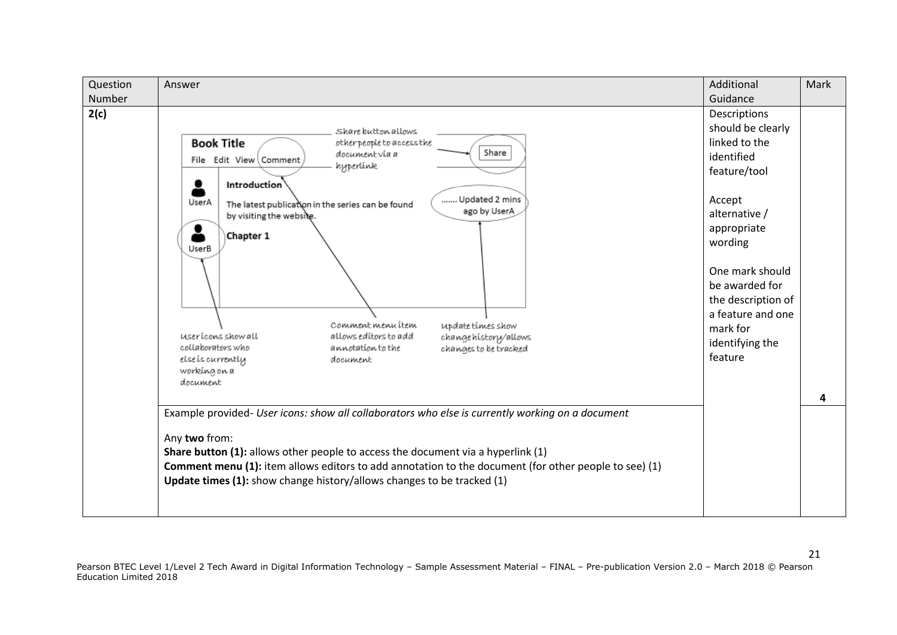| Question Number | Answer | Additional Guidance | Mark |
|---|---|---|---|
| 2(c) | Book Title<br>File Edit View Comment — Share<br>UserA — Introduction<br>The latest publication in the series can be found by visiting the website.<br>……. Updated 2 mins ago by UserA<br>UserB — Chapter 1<br><br>Share button allows other people to access the document via a hyperlink<br>User icons show all collaborators who else is currently working on a document<br>Comment menu item allows editors to add annotation to the document<br>Update times show change history/allows changes to be tracked | Descriptions should be clearly linked to the identified feature/tool<br><br>Accept alternative / appropriate wording<br><br>One mark should be awarded for the description of a feature and one mark for identifying the feature | 4 |
| | Example provided- *User icons: show all collaborators who else is currently working on a document*<br><br>Any **two** from:<br>**Share button (1):** allows other people to access the document via a hyperlink (1)<br>**Comment menu (1):** item allows editors to add annotation to the document (for other people to see) (1)<br>**Update times (1):** show change history/allows changes to be tracked (1) | | |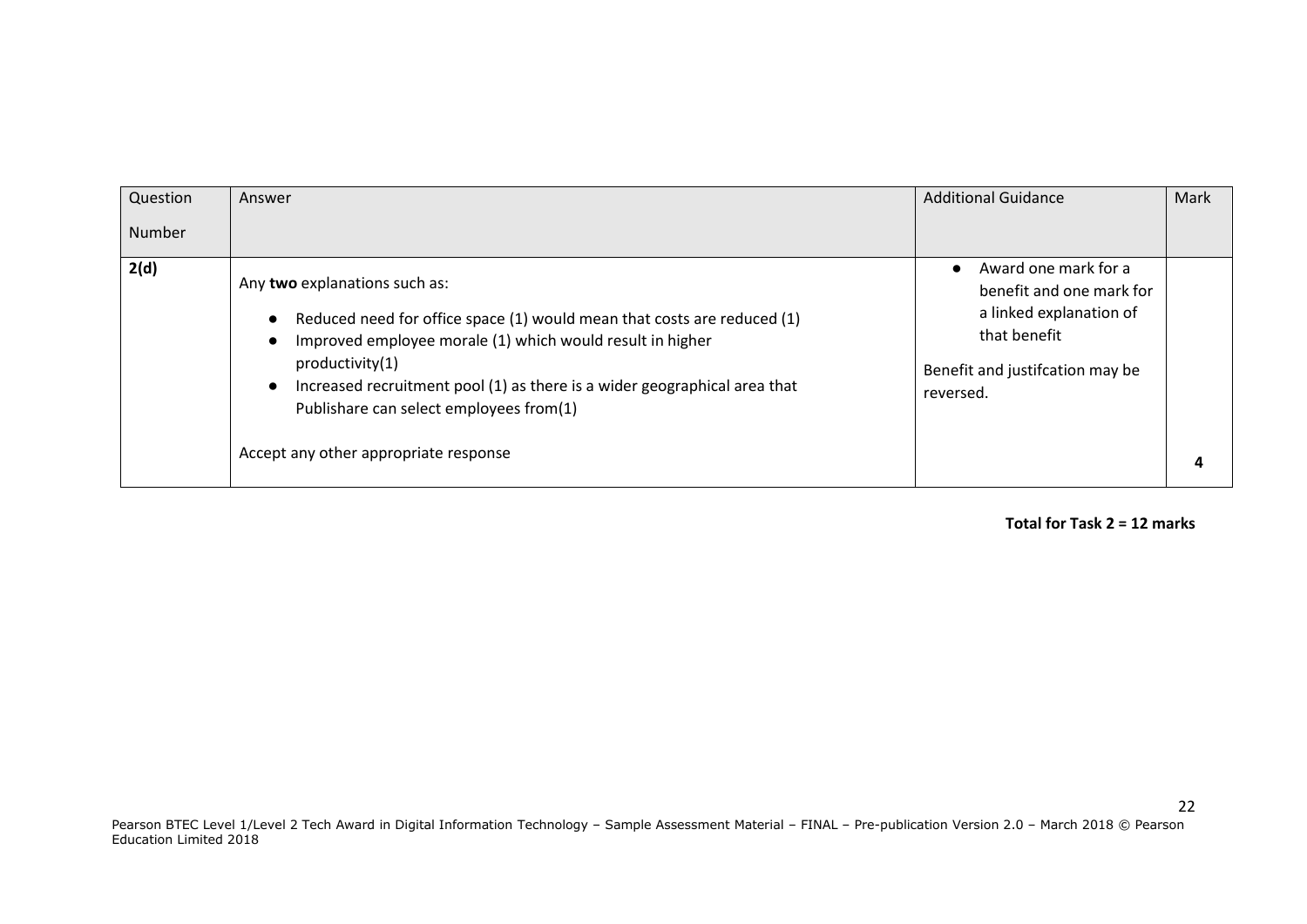| Question Number | Answer | Additional Guidance | Mark |
|---|---|---|---|
| **2(d)** | Any **two** explanations such as:<br>● Reduced need for office space (1) would mean that costs are reduced (1)<br>● Improved employee morale (1) which would result in higher productivity(1)<br>● Increased recruitment pool (1) as there is a wider geographical area that Publishare can select employees from(1)<br><br>Accept any other appropriate response | ● Award one mark for a benefit and one mark for a linked explanation of that benefit<br><br>Benefit and justifcation may be reversed. | **4** |

**Total for Task 2 = 12 marks**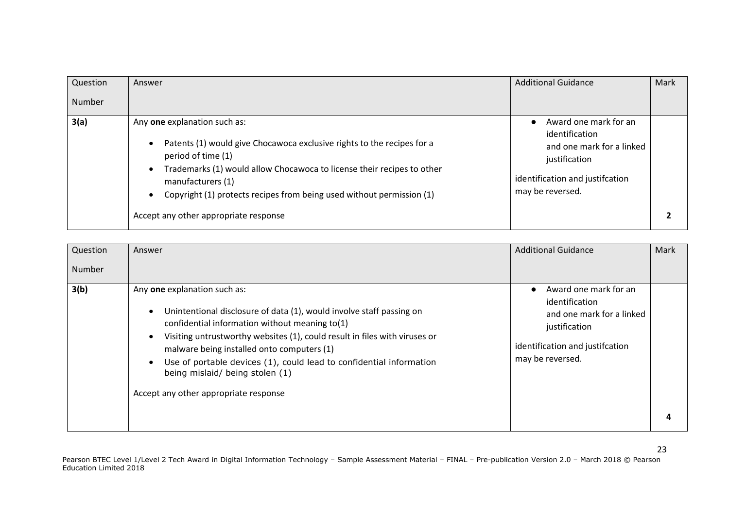| Question Number | Answer | Additional Guidance | Mark |
|---|---|---|---|
| **3(a)** | Any **one** explanation such as:<br>• Patents (1) would give Chocawoca exclusive rights to the recipes for a period of time (1)<br>• Trademarks (1) would allow Chocawoca to license their recipes to other manufacturers (1)<br>• Copyright (1) protects recipes from being used without permission (1)<br><br>Accept any other appropriate response | • Award one mark for an identification and one mark for a linked justification<br><br>identification and justifcation may be reversed. | **2** |

| Question Number | Answer | Additional Guidance | Mark |
|---|---|---|---|
| **3(b)** | Any **one** explanation such as:<br>• Unintentional disclosure of data (1), would involve staff passing on confidential information without meaning to(1)<br>• Visiting untrustworthy websites (1), could result in files with viruses or malware being installed onto computers (1)<br>• Use of portable devices (1), could lead to confidential information being mislaid/ being stolen (1)<br><br>Accept any other appropriate response | • Award one mark for an identification and one mark for a linked justification<br><br>identification and justifcation may be reversed. | **4** |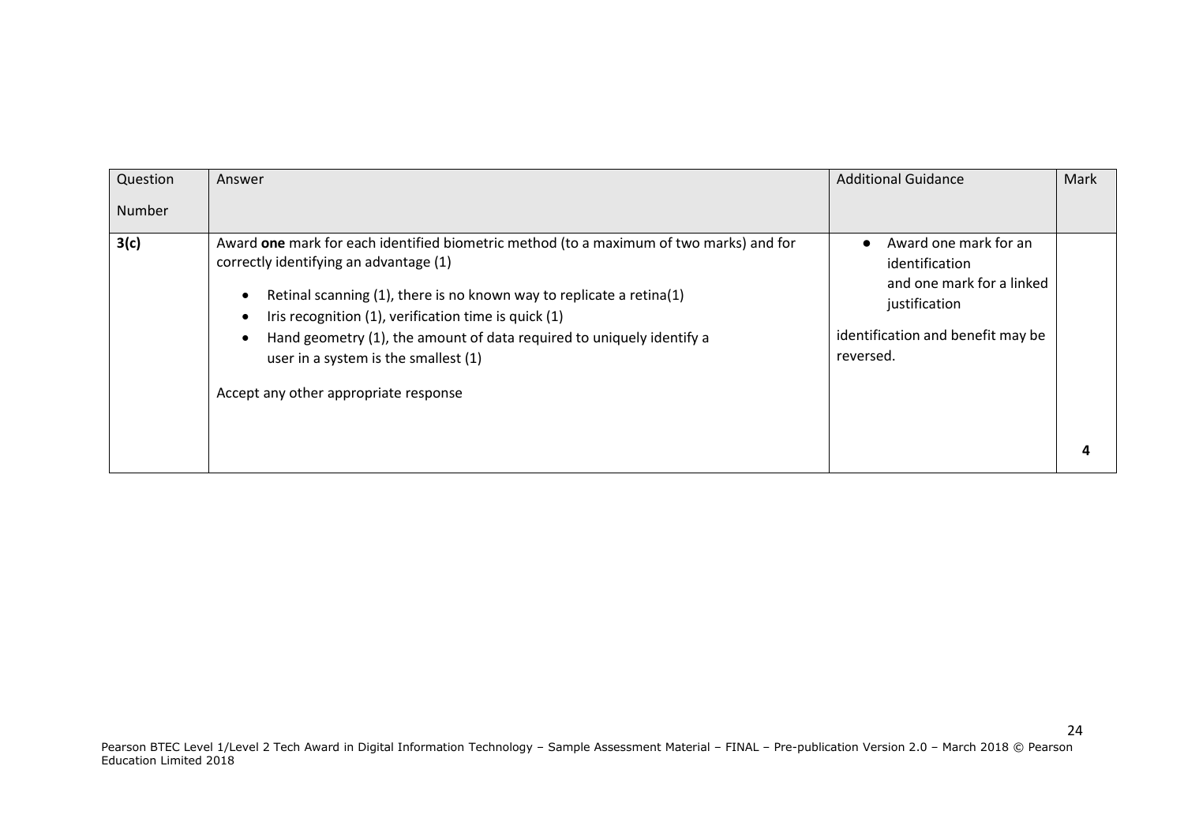| Question Number | Answer | Additional Guidance | Mark |
|---|---|---|---|
| **3(c)** | Award **one** mark for each identified biometric method (to a maximum of two marks) and for correctly identifying an advantage (1)<br><br>• Retinal scanning (1), there is no known way to replicate a retina(1)<br>• Iris recognition (1), verification time is quick (1)<br>• Hand geometry (1), the amount of data required to uniquely identify a user in a system is the smallest (1)<br><br>Accept any other appropriate response | • Award one mark for an identification and one mark for a linked justification<br><br>identification and benefit may be reversed. | **4** |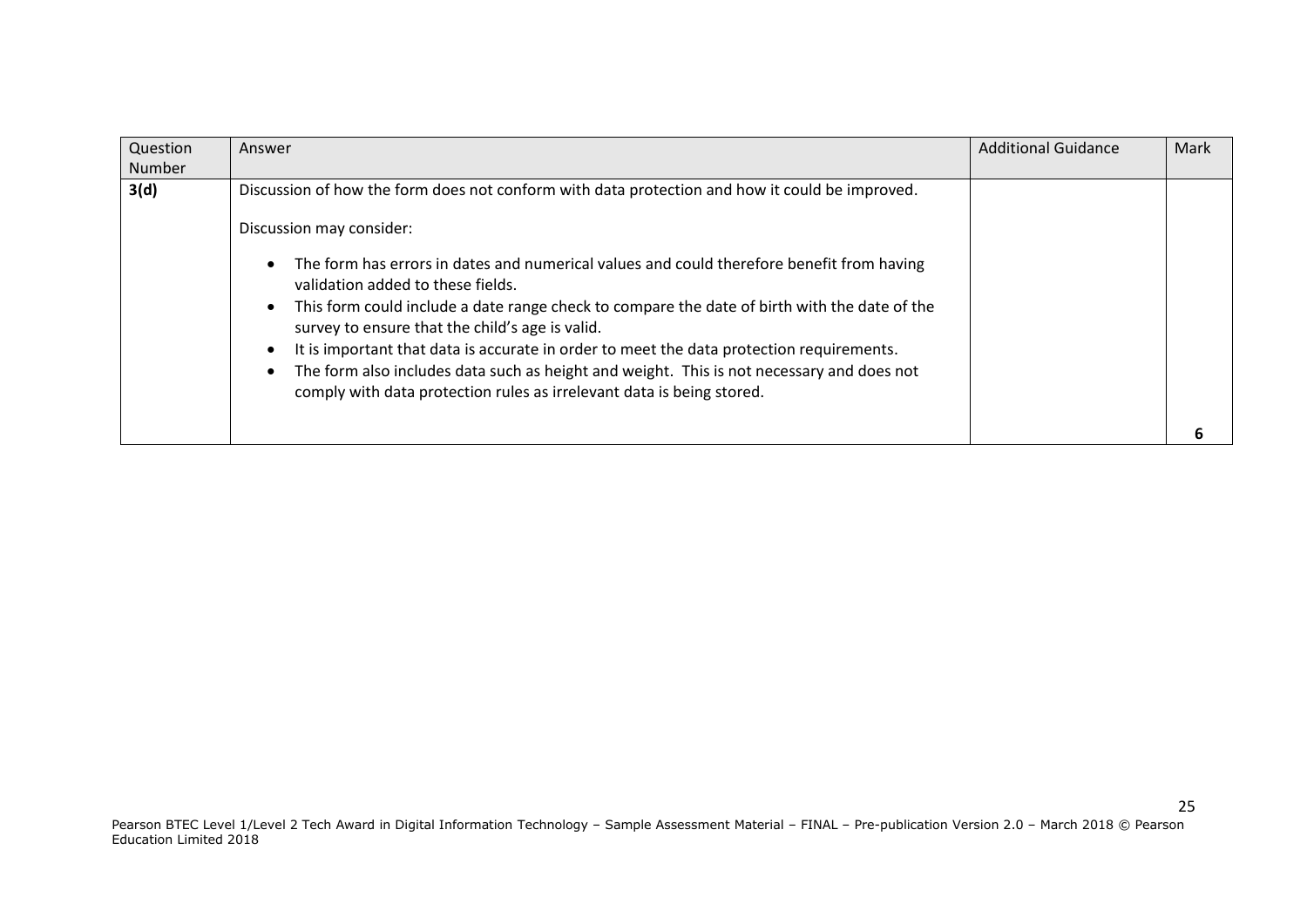| Question Number | Answer | Additional Guidance | Mark |
|---|---|---|---|
| **3(d)** | Discussion of how the form does not conform with data protection and how it could be improved.<br><br>Discussion may consider:<br><br>• The form has errors in dates and numerical values and could therefore benefit from having validation added to these fields.<br>• This form could include a date range check to compare the date of birth with the date of the survey to ensure that the child's age is valid.<br>• It is important that data is accurate in order to meet the data protection requirements.<br>• The form also includes data such as height and weight. This is not necessary and does not comply with data protection rules as irrelevant data is being stored. | | **6** |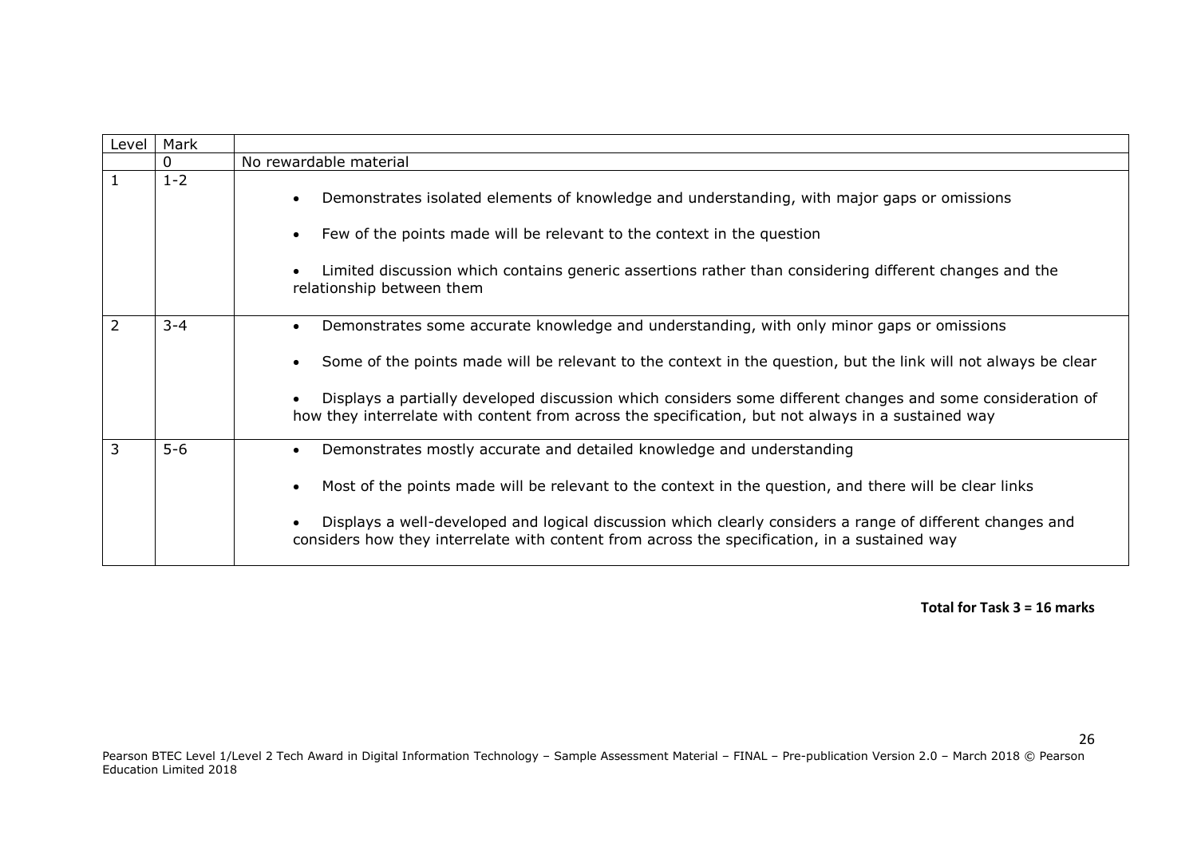| Level | Mark | |
|---|---|---|
| | 0 | No rewardable material |
| 1 | 1-2 | • Demonstrates isolated elements of knowledge and understanding, with major gaps or omissions<br>• Few of the points made will be relevant to the context in the question<br>• Limited discussion which contains generic assertions rather than considering different changes and the relationship between them |
| 2 | 3-4 | • Demonstrates some accurate knowledge and understanding, with only minor gaps or omissions<br>• Some of the points made will be relevant to the context in the question, but the link will not always be clear<br>• Displays a partially developed discussion which considers some different changes and some consideration of how they interrelate with content from across the specification, but not always in a sustained way |
| 3 | 5-6 | • Demonstrates mostly accurate and detailed knowledge and understanding<br>• Most of the points made will be relevant to the context in the question, and there will be clear links<br>• Displays a well-developed and logical discussion which clearly considers a range of different changes and considers how they interrelate with content from across the specification, in a sustained way |

**Total for Task 3 = 16 marks**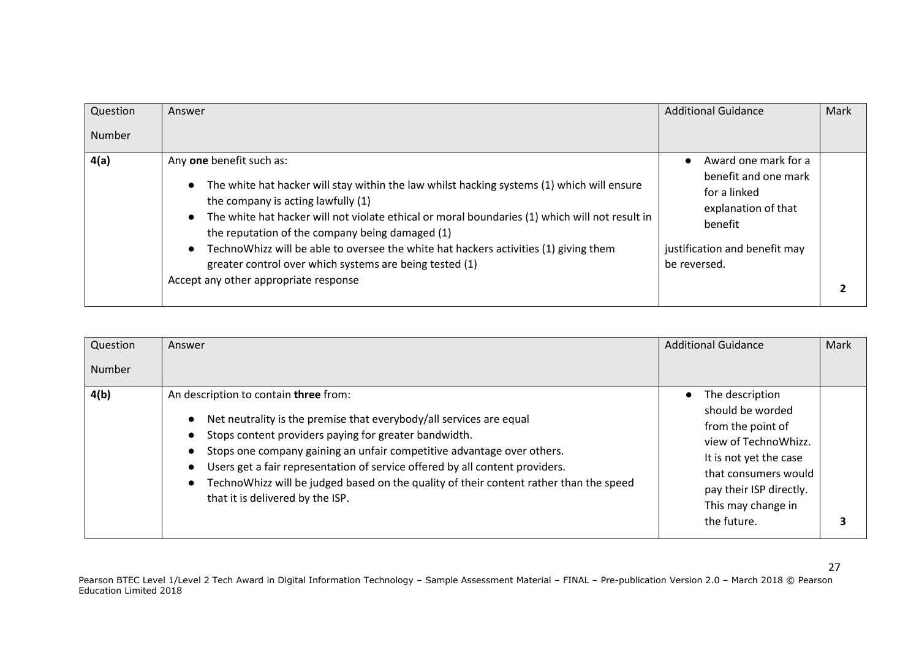| Question Number | Answer | Additional Guidance | Mark |
|---|---|---|---|
| **4(a)** | Any **one** benefit such as:<br>● The white hat hacker will stay within the law whilst hacking systems (1) which will ensure the company is acting lawfully (1)<br>● The white hat hacker will not violate ethical or moral boundaries (1) which will not result in the reputation of the company being damaged (1)<br>● TechnoWhizz will be able to oversee the white hat hackers activities (1) giving them greater control over which systems are being tested (1)<br>Accept any other appropriate response | ● Award one mark for a benefit and one mark for a linked explanation of that benefit<br>justification and benefit may be reversed. | **2** |

| Question Number | Answer | Additional Guidance | Mark |
|---|---|---|---|
| **4(b)** | An description to contain **three** from:<br>● Net neutrality is the premise that everybody/all services are equal<br>● Stops content providers paying for greater bandwidth.<br>● Stops one company gaining an unfair competitive advantage over others.<br>● Users get a fair representation of service offered by all content providers.<br>● TechnoWhizz will be judged based on the quality of their content rather than the speed that it is delivered by the ISP. | ● The description should be worded from the point of view of TechnoWhizz. It is not yet the case that consumers would pay their ISP directly. This may change in the future. | **3** |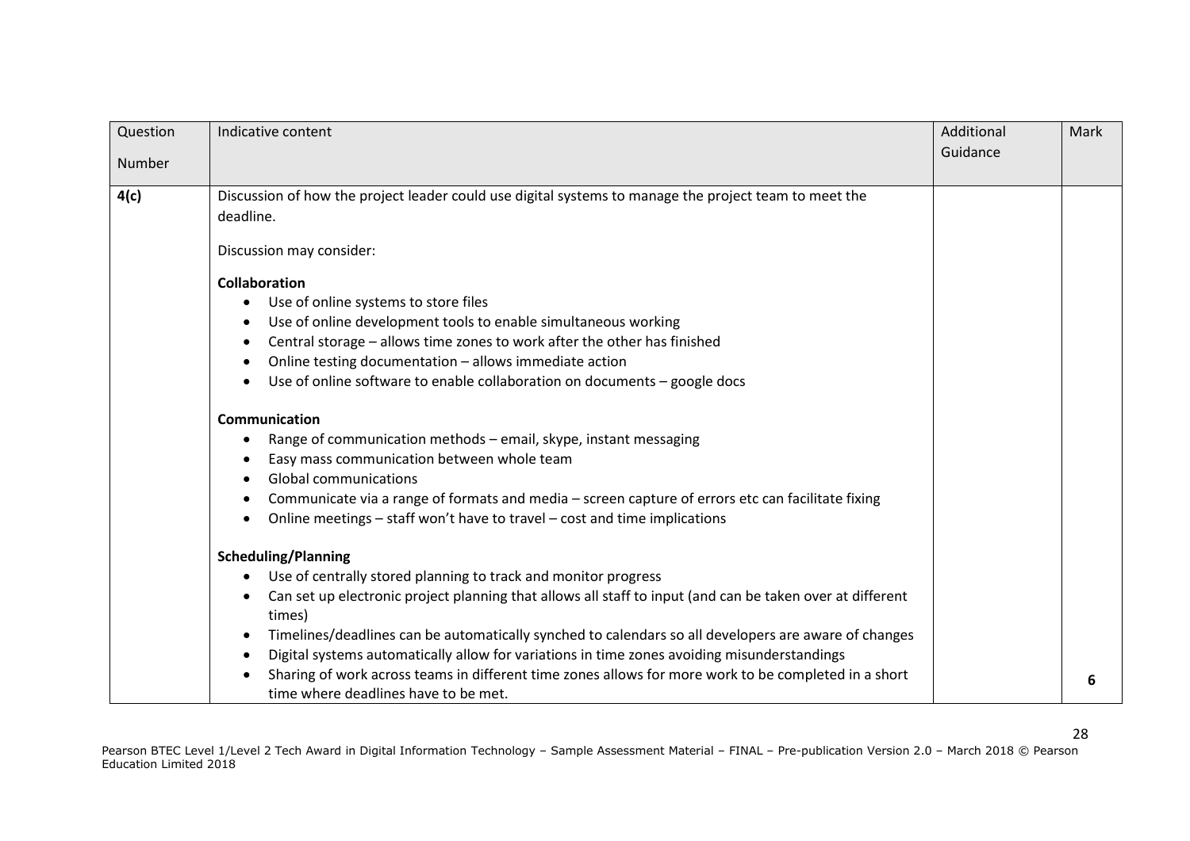| Question Number | Indicative content | Additional Guidance | Mark |
|---|---|---|---|
| **4(c)** | Discussion of how the project leader could use digital systems to manage the project team to meet the deadline.<br><br>Discussion may consider:<br><br>**Collaboration**<br>• Use of online systems to store files<br>• Use of online development tools to enable simultaneous working<br>• Central storage – allows time zones to work after the other has finished<br>• Online testing documentation – allows immediate action<br>• Use of online software to enable collaboration on documents – google docs<br><br>**Communication**<br>• Range of communication methods – email, skype, instant messaging<br>• Easy mass communication between whole team<br>• Global communications<br>• Communicate via a range of formats and media – screen capture of errors etc can facilitate fixing<br>• Online meetings – staff won't have to travel – cost and time implications<br><br>**Scheduling/Planning**<br>• Use of centrally stored planning to track and monitor progress<br>• Can set up electronic project planning that allows all staff to input (and can be taken over at different times)<br>• Timelines/deadlines can be automatically synched to calendars so all developers are aware of changes<br>• Digital systems automatically allow for variations in time zones avoiding misunderstandings<br>• Sharing of work across teams in different time zones allows for more work to be completed in a short time where deadlines have to be met. | | **6** |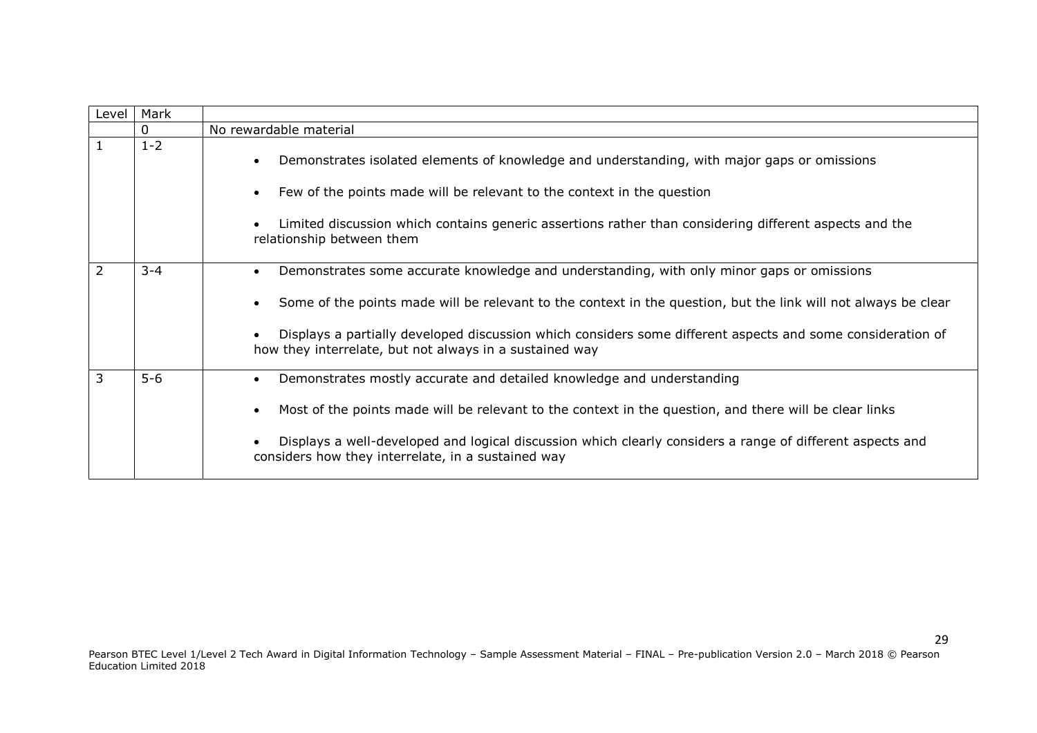| Level | Mark | |
|---|---|---|
| | 0 | No rewardable material |
| 1 | 1-2 | • Demonstrates isolated elements of knowledge and understanding, with major gaps or omissions<br><br>• Few of the points made will be relevant to the context in the question<br><br>• Limited discussion which contains generic assertions rather than considering different aspects and the relationship between them |
| 2 | 3-4 | • Demonstrates some accurate knowledge and understanding, with only minor gaps or omissions<br><br>• Some of the points made will be relevant to the context in the question, but the link will not always be clear<br><br>• Displays a partially developed discussion which considers some different aspects and some consideration of how they interrelate, but not always in a sustained way |
| 3 | 5-6 | • Demonstrates mostly accurate and detailed knowledge and understanding<br><br>• Most of the points made will be relevant to the context in the question, and there will be clear links<br><br>• Displays a well-developed and logical discussion which clearly considers a range of different aspects and considers how they interrelate, in a sustained way |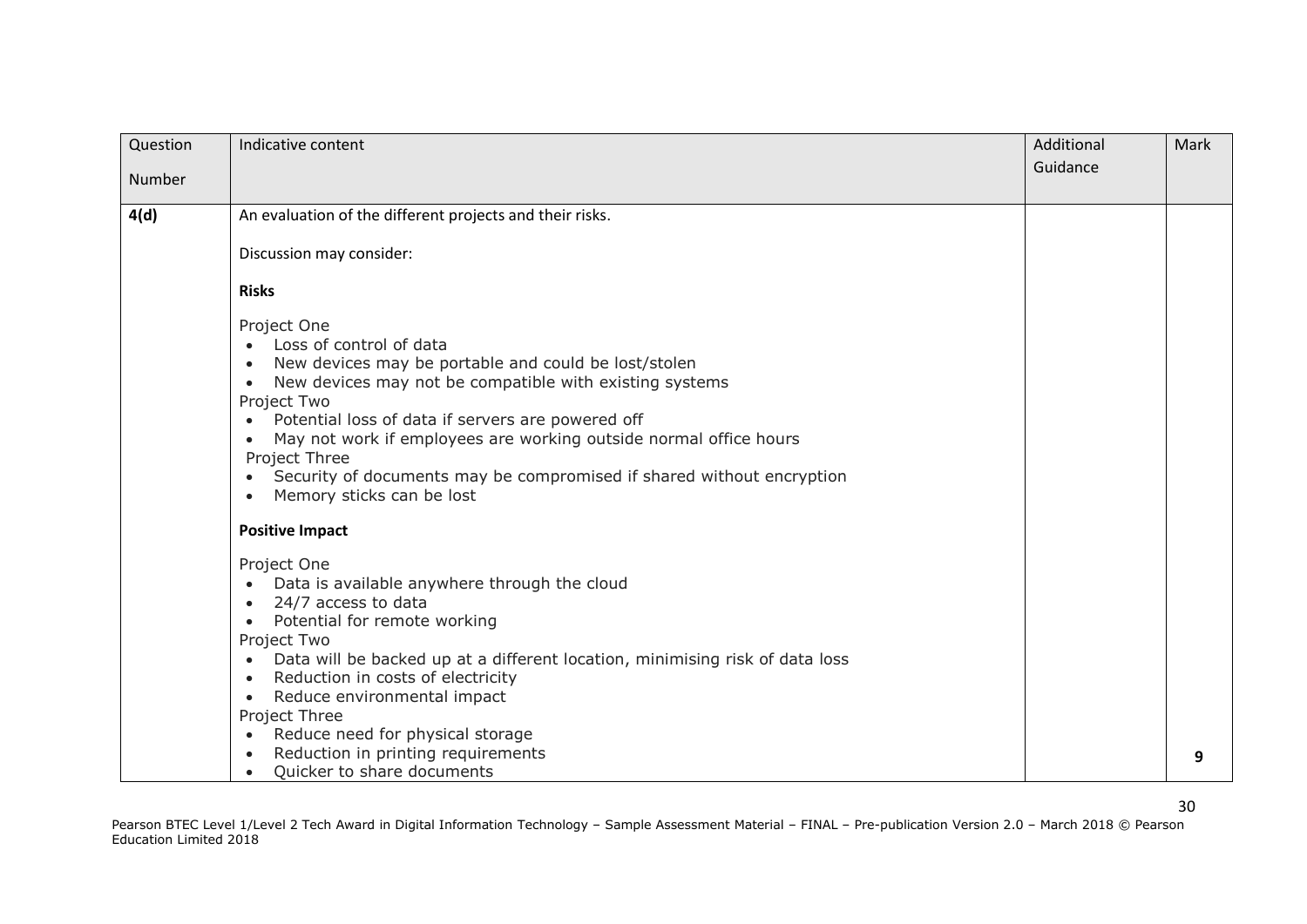| Question Number | Indicative content | Additional Guidance | Mark |
|---|---|---|---|
| **4(d)** | An evaluation of the different projects and their risks.<br><br>Discussion may consider:<br><br>**Risks**<br><br>Project One<br>• Loss of control of data<br>• New devices may be portable and could be lost/stolen<br>• New devices may not be compatible with existing systems<br>Project Two<br>• Potential loss of data if servers are powered off<br>• May not work if employees are working outside normal office hours<br>Project Three<br>• Security of documents may be compromised if shared without encryption<br>• Memory sticks can be lost<br><br>**Positive Impact**<br><br>Project One<br>• Data is available anywhere through the cloud<br>• 24/7 access to data<br>• Potential for remote working<br>Project Two<br>• Data will be backed up at a different location, minimising risk of data loss<br>• Reduction in costs of electricity<br>• Reduce environmental impact<br>Project Three<br>• Reduce need for physical storage<br>• Reduction in printing requirements<br>• Quicker to share documents | | **9** |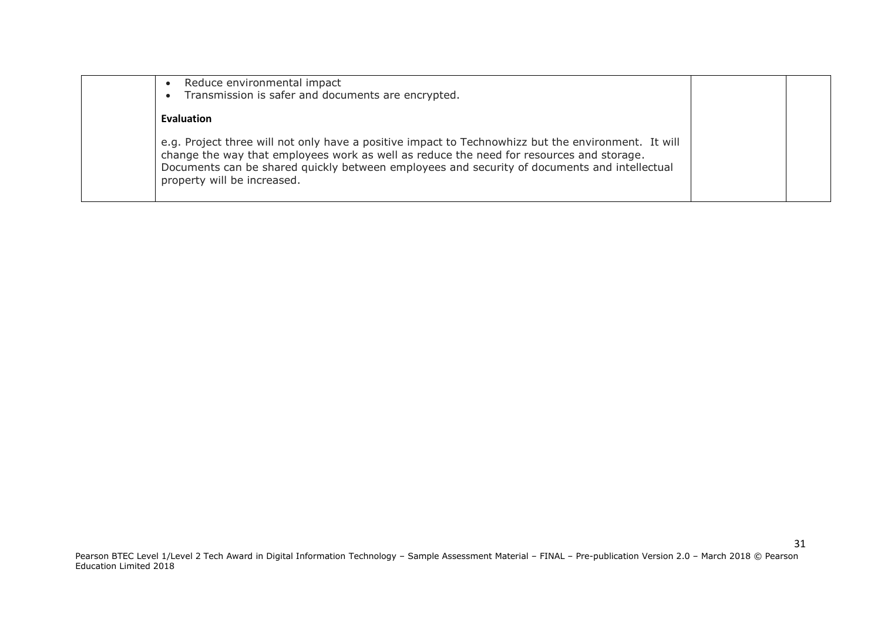| | | | |
|---|---|---|---|
| | • Reduce environmental impact<br>• Transmission is safer and documents are encrypted.<br><br>**Evaluation**<br><br>e.g. Project three will not only have a positive impact to Technowhizz but the environment. It will change the way that employees work as well as reduce the need for resources and storage. Documents can be shared quickly between employees and security of documents and intellectual property will be increased. | | |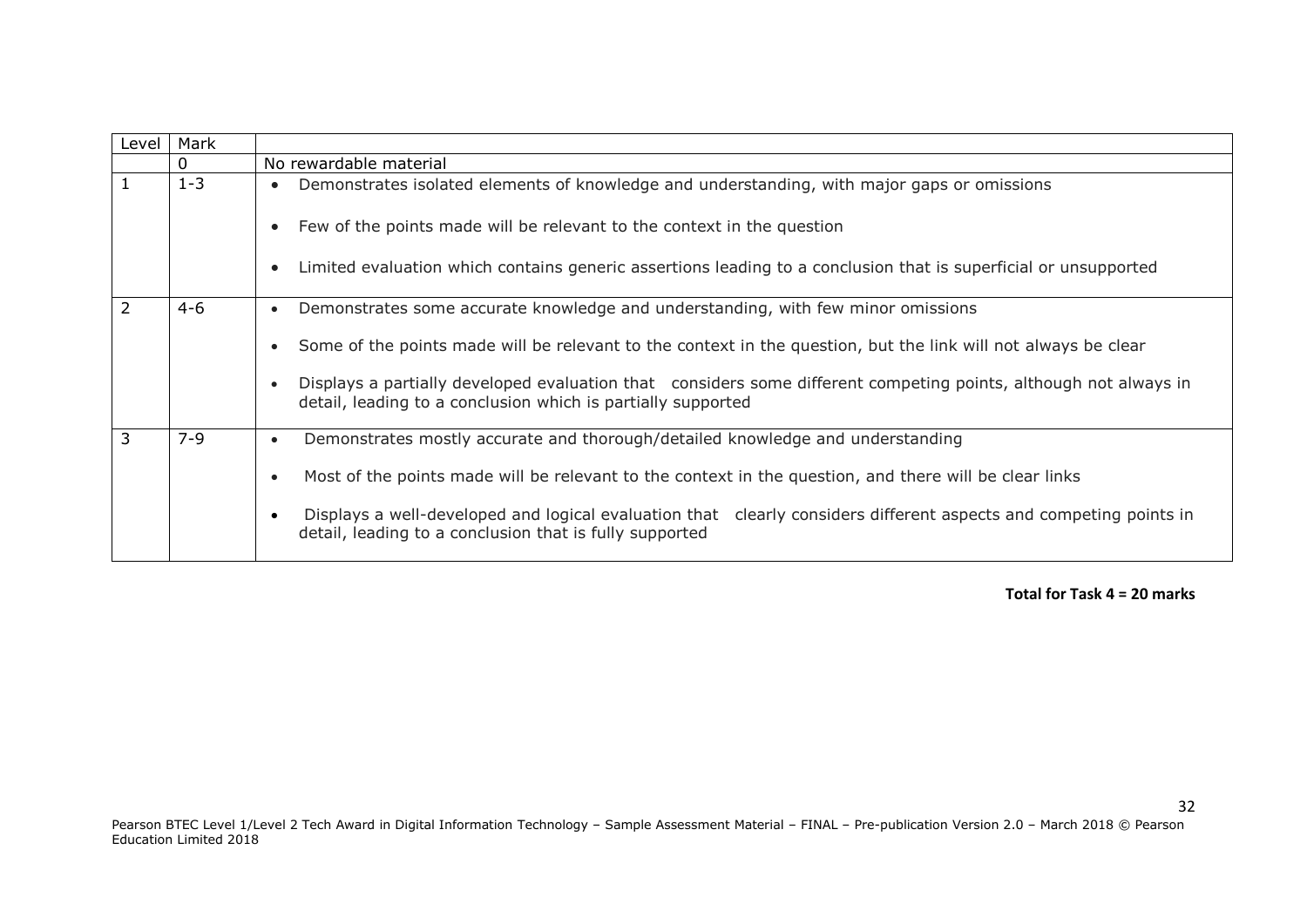| Level | Mark | |
|---|---|---|
| | 0 | No rewardable material |
| 1 | 1-3 | • Demonstrates isolated elements of knowledge and understanding, with major gaps or omissions<br><br>• Few of the points made will be relevant to the context in the question<br><br>• Limited evaluation which contains generic assertions leading to a conclusion that is superficial or unsupported |
| 2 | 4-6 | • Demonstrates some accurate knowledge and understanding, with few minor omissions<br><br>• Some of the points made will be relevant to the context in the question, but the link will not always be clear<br><br>• Displays a partially developed evaluation that considers some different competing points, although not always in detail, leading to a conclusion which is partially supported |
| 3 | 7-9 | • Demonstrates mostly accurate and thorough/detailed knowledge and understanding<br><br>• Most of the points made will be relevant to the context in the question, and there will be clear links<br><br>• Displays a well-developed and logical evaluation that clearly considers different aspects and competing points in detail, leading to a conclusion that is fully supported |

**Total for Task 4 = 20 marks**

Pearson BTEC Level 1/Level 2 Tech Award in Digital Information Technology – Sample Assessment Material – FINAL – Pre-publication Version 2.0 – March 2018 © Pearson Education Limited 2018